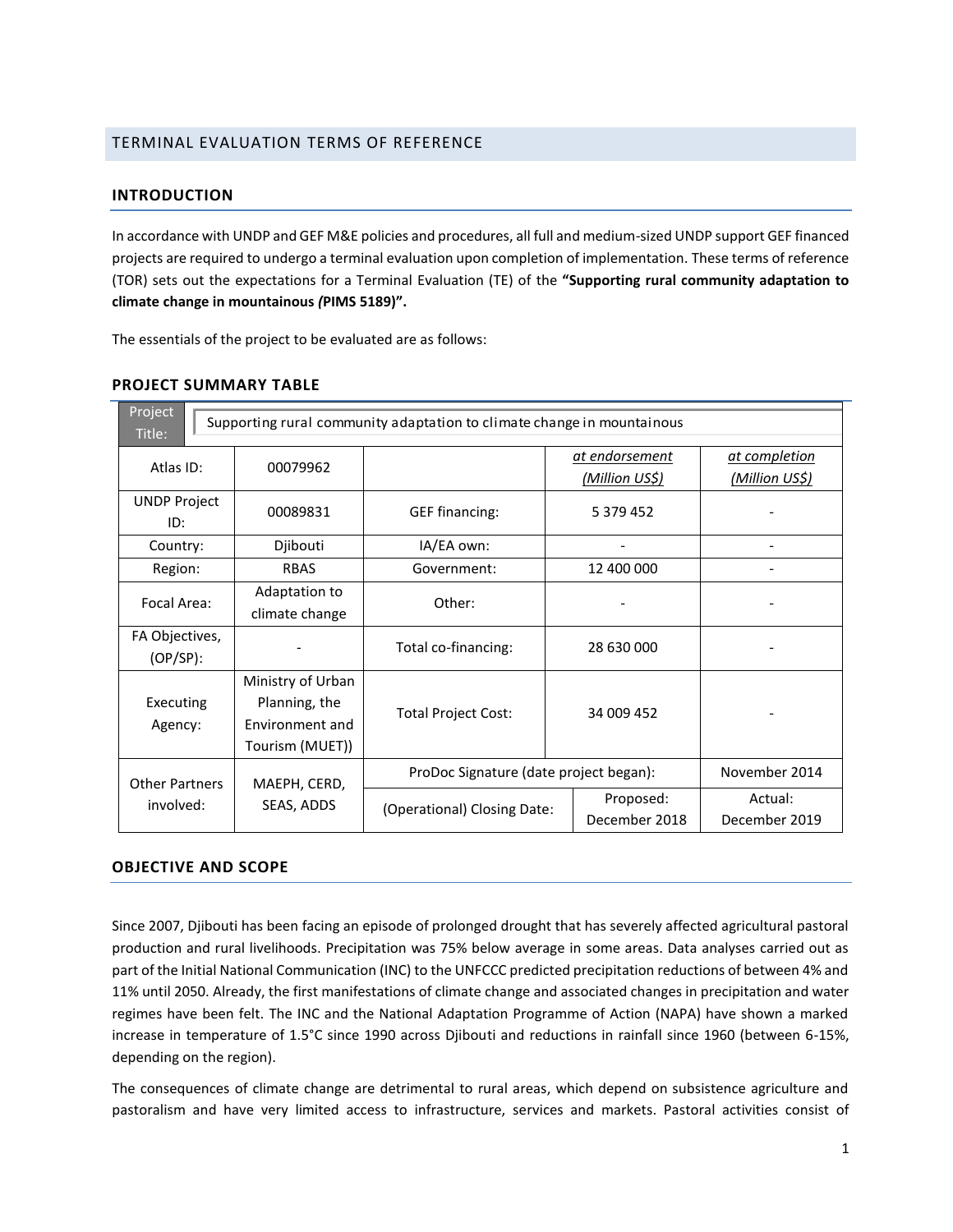## TERMINAL EVALUATION TERMS OF REFERENCE

### INTRODUCTION

In accordance with UNDP and GEF M&E policies and procedures, all full and medium-sized UNDP support GEF financed projects are required to undergo a terminal evaluation upon completion of implementation. These terms of reference (TOR) sets out the expectations for a Terminal Evaluation (TE) of the **"Supporting rural community adaptation to climate change in mountainous *(*PIMS 5189)".**

The essentials of the project to be evaluated are as follows:

### PROJECT SUMMARY TABLE

| Project Title: | Supporting rural community adaptation to climate change in mountainous | | | |
|---|---|---|---|---|
| Atlas ID: | 00079962 | | *at endorsement (Million US$)* | *at completion (Million US$)* |
| UNDP Project ID: | 00089831 | GEF financing: | 5 379 452 | - |
| Country: | Djibouti | IA/EA own: | - | - |
| Region: | RBAS | Government: | 12 400 000 | - |
| Focal Area: | Adaptation to climate change | Other: | - | - |
| FA Objectives, (OP/SP): | - | Total co-financing: | 28 630 000 | - |
| Executing Agency: | Ministry of Urban Planning, the Environment and Tourism (MUET)) | Total Project Cost: | 34 009 452 | - |
| Other Partners involved: | MAEPH, CERD, SEAS, ADDS | ProDoc Signature (date project began): | | November 2014 |
| | | (Operational) Closing Date: | Proposed: December 2018 | Actual: December 2019 |

### OBJECTIVE AND SCOPE

Since 2007, Djibouti has been facing an episode of prolonged drought that has severely affected agricultural pastoral production and rural livelihoods. Precipitation was 75% below average in some areas. Data analyses carried out as part of the Initial National Communication (INC) to the UNFCCC predicted precipitation reductions of between 4% and 11% until 2050. Already, the first manifestations of climate change and associated changes in precipitation and water regimes have been felt. The INC and the National Adaptation Programme of Action (NAPA) have shown a marked increase in temperature of 1.5°C since 1990 across Djibouti and reductions in rainfall since 1960 (between 6-15%, depending on the region).

The consequences of climate change are detrimental to rural areas, which depend on subsistence agriculture and pastoralism and have very limited access to infrastructure, services and markets. Pastoral activities consist of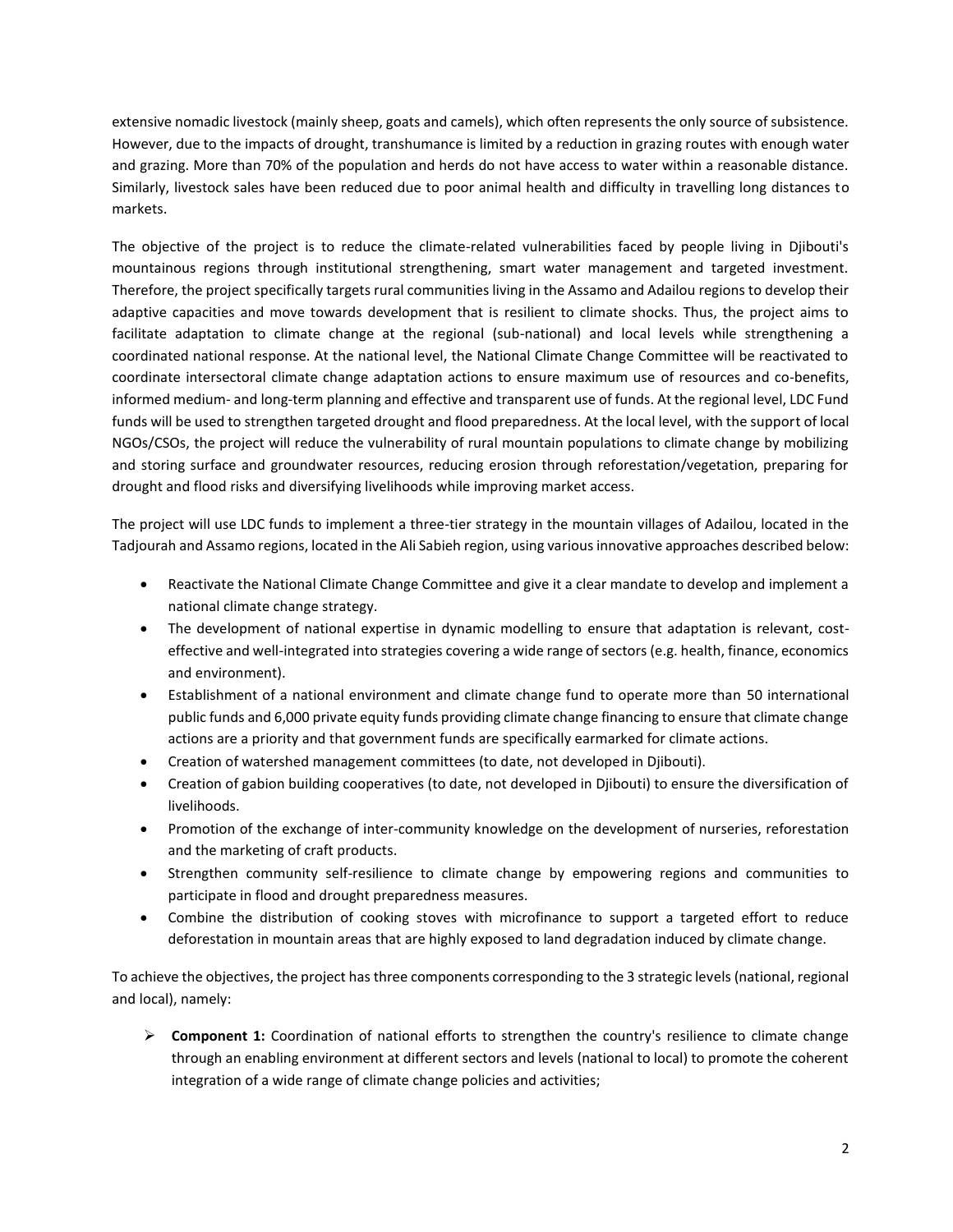extensive nomadic livestock (mainly sheep, goats and camels), which often represents the only source of subsistence. However, due to the impacts of drought, transhumance is limited by a reduction in grazing routes with enough water and grazing. More than 70% of the population and herds do not have access to water within a reasonable distance. Similarly, livestock sales have been reduced due to poor animal health and difficulty in travelling long distances to markets.

The objective of the project is to reduce the climate-related vulnerabilities faced by people living in Djibouti's mountainous regions through institutional strengthening, smart water management and targeted investment. Therefore, the project specifically targets rural communities living in the Assamo and Adailou regions to develop their adaptive capacities and move towards development that is resilient to climate shocks. Thus, the project aims to facilitate adaptation to climate change at the regional (sub-national) and local levels while strengthening a coordinated national response. At the national level, the National Climate Change Committee will be reactivated to coordinate intersectoral climate change adaptation actions to ensure maximum use of resources and co-benefits, informed medium- and long-term planning and effective and transparent use of funds. At the regional level, LDC Fund funds will be used to strengthen targeted drought and flood preparedness. At the local level, with the support of local NGOs/CSOs, the project will reduce the vulnerability of rural mountain populations to climate change by mobilizing and storing surface and groundwater resources, reducing erosion through reforestation/vegetation, preparing for drought and flood risks and diversifying livelihoods while improving market access.

The project will use LDC funds to implement a three-tier strategy in the mountain villages of Adailou, located in the Tadjourah and Assamo regions, located in the Ali Sabieh region, using various innovative approaches described below:

- Reactivate the National Climate Change Committee and give it a clear mandate to develop and implement a national climate change strategy.
- The development of national expertise in dynamic modelling to ensure that adaptation is relevant, cost-effective and well-integrated into strategies covering a wide range of sectors (e.g. health, finance, economics and environment).
- Establishment of a national environment and climate change fund to operate more than 50 international public funds and 6,000 private equity funds providing climate change financing to ensure that climate change actions are a priority and that government funds are specifically earmarked for climate actions.
- Creation of watershed management committees (to date, not developed in Djibouti).
- Creation of gabion building cooperatives (to date, not developed in Djibouti) to ensure the diversification of livelihoods.
- Promotion of the exchange of inter-community knowledge on the development of nurseries, reforestation and the marketing of craft products.
- Strengthen community self-resilience to climate change by empowering regions and communities to participate in flood and drought preparedness measures.
- Combine the distribution of cooking stoves with microfinance to support a targeted effort to reduce deforestation in mountain areas that are highly exposed to land degradation induced by climate change.

To achieve the objectives, the project has three components corresponding to the 3 strategic levels (national, regional and local), namely:

- **Component 1:** Coordination of national efforts to strengthen the country's resilience to climate change through an enabling environment at different sectors and levels (national to local) to promote the coherent integration of a wide range of climate change policies and activities;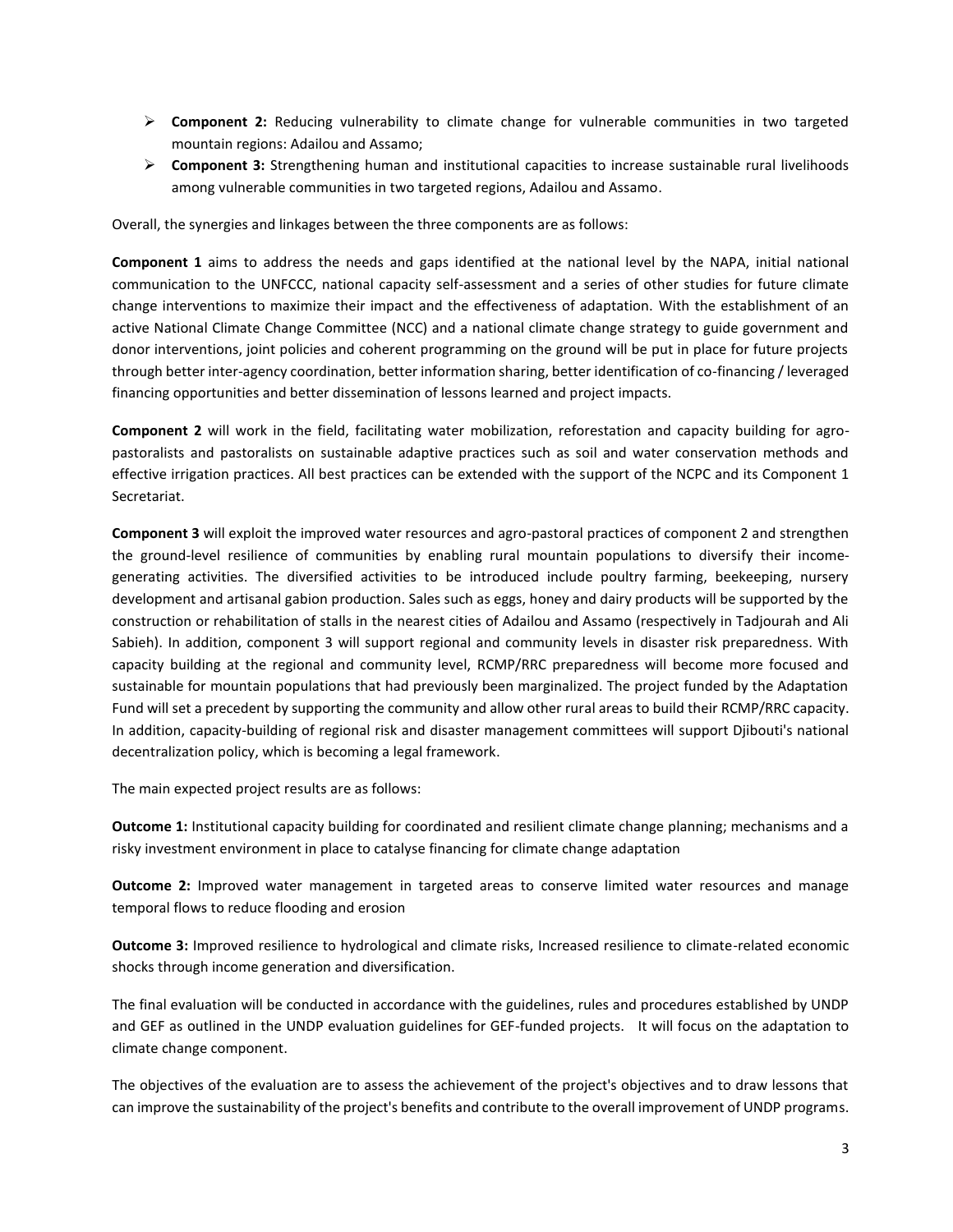- **Component 2:** Reducing vulnerability to climate change for vulnerable communities in two targeted mountain regions: Adailou and Assamo;
- **Component 3:** Strengthening human and institutional capacities to increase sustainable rural livelihoods among vulnerable communities in two targeted regions, Adailou and Assamo.

Overall, the synergies and linkages between the three components are as follows:

**Component 1** aims to address the needs and gaps identified at the national level by the NAPA, initial national communication to the UNFCCC, national capacity self-assessment and a series of other studies for future climate change interventions to maximize their impact and the effectiveness of adaptation. With the establishment of an active National Climate Change Committee (NCC) and a national climate change strategy to guide government and donor interventions, joint policies and coherent programming on the ground will be put in place for future projects through better inter-agency coordination, better information sharing, better identification of co-financing / leveraged financing opportunities and better dissemination of lessons learned and project impacts.

**Component 2** will work in the field, facilitating water mobilization, reforestation and capacity building for agro-pastoralists and pastoralists on sustainable adaptive practices such as soil and water conservation methods and effective irrigation practices. All best practices can be extended with the support of the NCPC and its Component 1 Secretariat.

**Component 3** will exploit the improved water resources and agro-pastoral practices of component 2 and strengthen the ground-level resilience of communities by enabling rural mountain populations to diversify their income-generating activities. The diversified activities to be introduced include poultry farming, beekeeping, nursery development and artisanal gabion production. Sales such as eggs, honey and dairy products will be supported by the construction or rehabilitation of stalls in the nearest cities of Adailou and Assamo (respectively in Tadjourah and Ali Sabieh). In addition, component 3 will support regional and community levels in disaster risk preparedness. With capacity building at the regional and community level, RCMP/RRC preparedness will become more focused and sustainable for mountain populations that had previously been marginalized. The project funded by the Adaptation Fund will set a precedent by supporting the community and allow other rural areas to build their RCMP/RRC capacity. In addition, capacity-building of regional risk and disaster management committees will support Djibouti's national decentralization policy, which is becoming a legal framework.

The main expected project results are as follows:

**Outcome 1:** Institutional capacity building for coordinated and resilient climate change planning; mechanisms and a risky investment environment in place to catalyse financing for climate change adaptation

**Outcome 2:** Improved water management in targeted areas to conserve limited water resources and manage temporal flows to reduce flooding and erosion

**Outcome 3:** Improved resilience to hydrological and climate risks, Increased resilience to climate-related economic shocks through income generation and diversification.

The final evaluation will be conducted in accordance with the guidelines, rules and procedures established by UNDP and GEF as outlined in the UNDP evaluation guidelines for GEF-funded projects. It will focus on the adaptation to climate change component.

The objectives of the evaluation are to assess the achievement of the project's objectives and to draw lessons that can improve the sustainability of the project's benefits and contribute to the overall improvement of UNDP programs.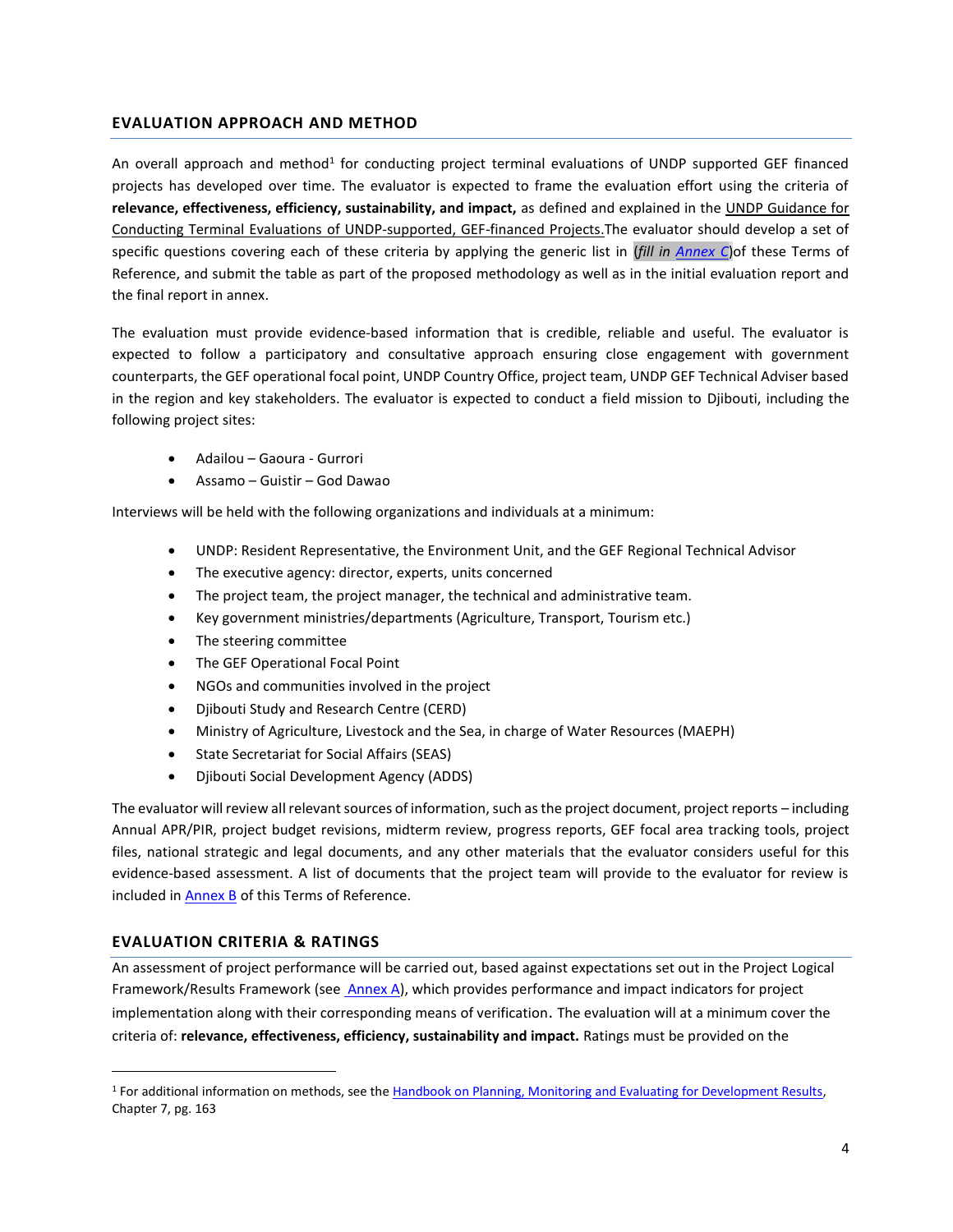## EVALUATION APPROACH AND METHOD

An overall approach and method[1] for conducting project terminal evaluations of UNDP supported GEF financed projects has developed over time. The evaluator is expected to frame the evaluation effort using the criteria of **relevance, effectiveness, efficiency, sustainability, and impact,** as defined and explained in the UNDP Guidance for Conducting Terminal Evaluations of UNDP-supported, GEF-financed Projects.The evaluator should develop a set of specific questions covering each of these criteria by applying the generic list in (*fill in Annex C*)of these Terms of Reference, and submit the table as part of the proposed methodology as well as in the initial evaluation report and the final report in annex.

The evaluation must provide evidence-based information that is credible, reliable and useful. The evaluator is expected to follow a participatory and consultative approach ensuring close engagement with government counterparts, the GEF operational focal point, UNDP Country Office, project team, UNDP GEF Technical Adviser based in the region and key stakeholders. The evaluator is expected to conduct a field mission to Djibouti, including the following project sites:

- Adailou – Gaoura - Gurrori
- Assamo – Guistir – God Dawao

Interviews will be held with the following organizations and individuals at a minimum:

- UNDP: Resident Representative, the Environment Unit, and the GEF Regional Technical Advisor
- The executive agency: director, experts, units concerned
- The project team, the project manager, the technical and administrative team.
- Key government ministries/departments (Agriculture, Transport, Tourism etc.)
- The steering committee
- The GEF Operational Focal Point
- NGOs and communities involved in the project
- Djibouti Study and Research Centre (CERD)
- Ministry of Agriculture, Livestock and the Sea, in charge of Water Resources (MAEPH)
- State Secretariat for Social Affairs (SEAS)
- Djibouti Social Development Agency (ADDS)

The evaluator will review all relevant sources of information, such as the project document, project reports – including Annual APR/PIR, project budget revisions, midterm review, progress reports, GEF focal area tracking tools, project files, national strategic and legal documents, and any other materials that the evaluator considers useful for this evidence-based assessment. A list of documents that the project team will provide to the evaluator for review is included in Annex B of this Terms of Reference.

## EVALUATION CRITERIA & RATINGS

An assessment of project performance will be carried out, based against expectations set out in the Project Logical Framework/Results Framework (see Annex A), which provides performance and impact indicators for project implementation along with their corresponding means of verification. The evaluation will at a minimum cover the criteria of: **relevance, effectiveness, efficiency, sustainability and impact.** Ratings must be provided on the

[1] For additional information on methods, see the Handbook on Planning, Monitoring and Evaluating for Development Results, Chapter 7, pg. 163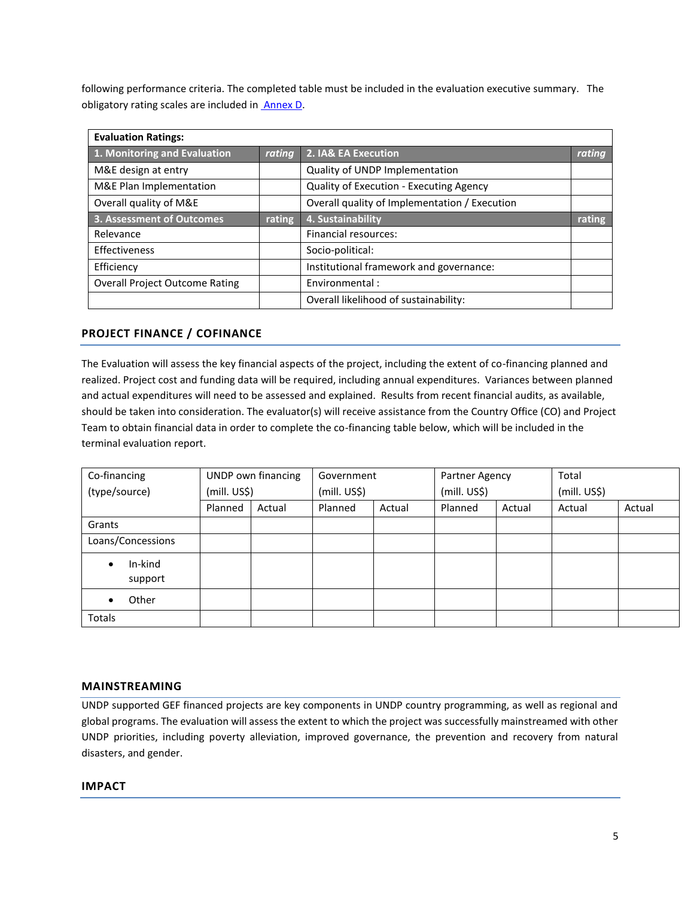following performance criteria. The completed table must be included in the evaluation executive summary. The obligatory rating scales are included in [Annex D](#).

| **Evaluation Ratings:** | | | |
|---|---|---|---|
| **1. Monitoring and Evaluation** | ***rating*** | **2. IA& EA Execution** | ***rating*** |
| M&E design at entry | | Quality of UNDP Implementation | |
| M&E Plan Implementation | | Quality of Execution - Executing Agency | |
| Overall quality of M&E | | Overall quality of Implementation / Execution | |
| **3. Assessment of Outcomes** | **rating** | **4. Sustainability** | **rating** |
| Relevance | | Financial resources: | |
| Effectiveness | | Socio-political: | |
| Efficiency | | Institutional framework and governance: | |
| Overall Project Outcome Rating | | Environmental : | |
| | | Overall likelihood of sustainability: | |

## PROJECT FINANCE / COFINANCE

The Evaluation will assess the key financial aspects of the project, including the extent of co-financing planned and realized. Project cost and funding data will be required, including annual expenditures. Variances between planned and actual expenditures will need to be assessed and explained. Results from recent financial audits, as available, should be taken into consideration. The evaluator(s) will receive assistance from the Country Office (CO) and Project Team to obtain financial data in order to complete the co-financing table below, which will be included in the terminal evaluation report.

| Co-financing (type/source) | UNDP own financing (mill. US$) | | Government (mill. US$) | | Partner Agency (mill. US$) | | Total (mill. US$) | |
|---|---|---|---|---|---|---|---|---|
| | Planned | Actual | Planned | Actual | Planned | Actual | Actual | Actual |
| Grants | | | | | | | | |
| Loans/Concessions | | | | | | | | |
| • In-kind support | | | | | | | | |
| • Other | | | | | | | | |
| Totals | | | | | | | | |

## MAINSTREAMING

UNDP supported GEF financed projects are key components in UNDP country programming, as well as regional and global programs. The evaluation will assess the extent to which the project was successfully mainstreamed with other UNDP priorities, including poverty alleviation, improved governance, the prevention and recovery from natural disasters, and gender.

## IMPACT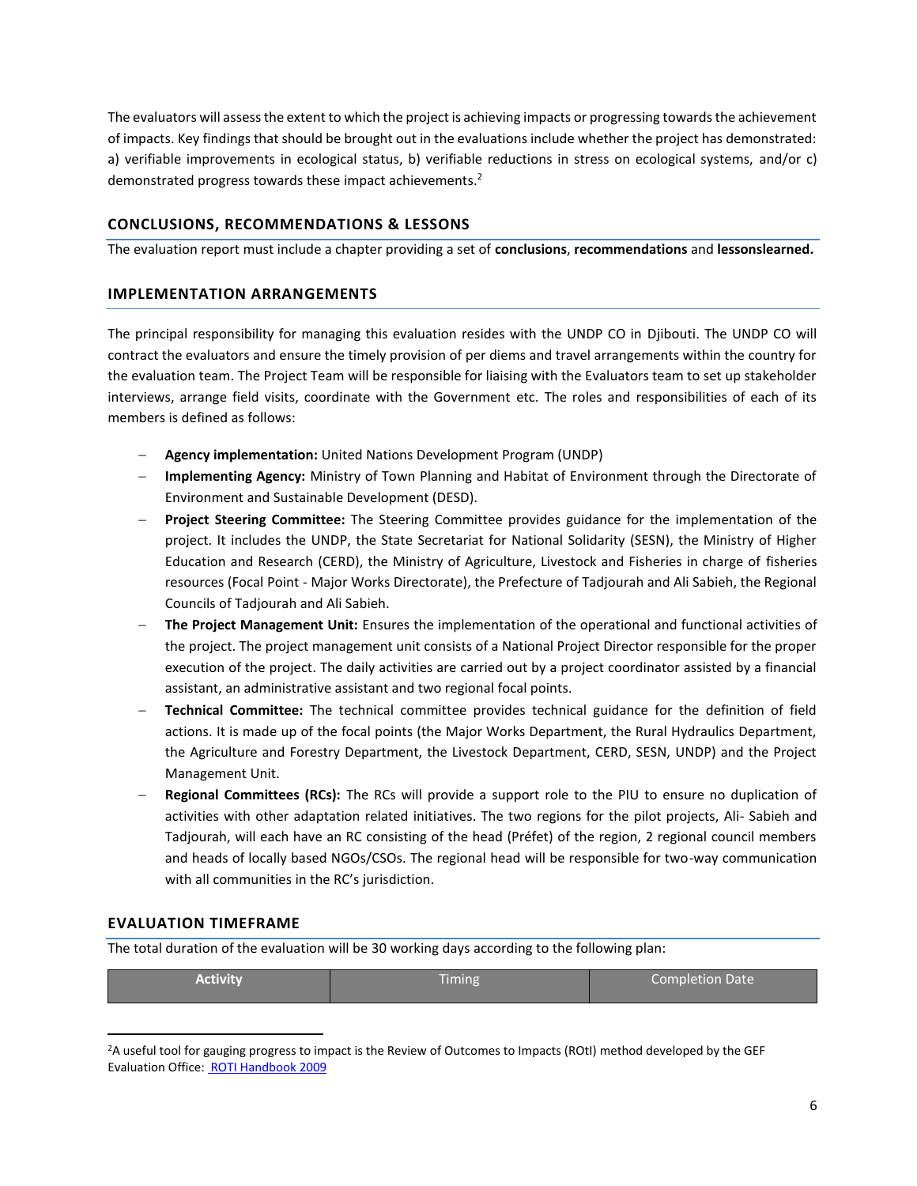The evaluators will assess the extent to which the project is achieving impacts or progressing towards the achievement of impacts. Key findings that should be brought out in the evaluations include whether the project has demonstrated: a) verifiable improvements in ecological status, b) verifiable reductions in stress on ecological systems, and/or c) demonstrated progress towards these impact achievements.[2]

## CONCLUSIONS, RECOMMENDATIONS & LESSONS

The evaluation report must include a chapter providing a set of **conclusions**, **recommendations** and **lessonslearned.**

## IMPLEMENTATION ARRANGEMENTS

The principal responsibility for managing this evaluation resides with the UNDP CO in Djibouti. The UNDP CO will contract the evaluators and ensure the timely provision of per diems and travel arrangements within the country for the evaluation team. The Project Team will be responsible for liaising with the Evaluators team to set up stakeholder interviews, arrange field visits, coordinate with the Government etc. The roles and responsibilities of each of its members is defined as follows:

- **Agency implementation:** United Nations Development Program (UNDP)
- **Implementing Agency:** Ministry of Town Planning and Habitat of Environment through the Directorate of Environment and Sustainable Development (DESD).
- **Project Steering Committee:** The Steering Committee provides guidance for the implementation of the project. It includes the UNDP, the State Secretariat for National Solidarity (SESN), the Ministry of Higher Education and Research (CERD), the Ministry of Agriculture, Livestock and Fisheries in charge of fisheries resources (Focal Point - Major Works Directorate), the Prefecture of Tadjourah and Ali Sabieh, the Regional Councils of Tadjourah and Ali Sabieh.
- **The Project Management Unit:** Ensures the implementation of the operational and functional activities of the project. The project management unit consists of a National Project Director responsible for the proper execution of the project. The daily activities are carried out by a project coordinator assisted by a financial assistant, an administrative assistant and two regional focal points.
- **Technical Committee:** The technical committee provides technical guidance for the definition of field actions. It is made up of the focal points (the Major Works Department, the Rural Hydraulics Department, the Agriculture and Forestry Department, the Livestock Department, CERD, SESN, UNDP) and the Project Management Unit.
- **Regional Committees (RCs):** The RCs will provide a support role to the PIU to ensure no duplication of activities with other adaptation related initiatives. The two regions for the pilot projects, Ali- Sabieh and Tadjourah, will each have an RC consisting of the head (Préfet) of the region, 2 regional council members and heads of locally based NGOs/CSOs. The regional head will be responsible for two-way communication with all communities in the RC's jurisdiction.

## EVALUATION TIMEFRAME

The total duration of the evaluation will be 30 working days according to the following plan:

| Activity | Timing | Completion Date |
|---|---|---|

[2] A useful tool for gauging progress to impact is the Review of Outcomes to Impacts (ROtI) method developed by the GEF Evaluation Office: ROTI Handbook 2009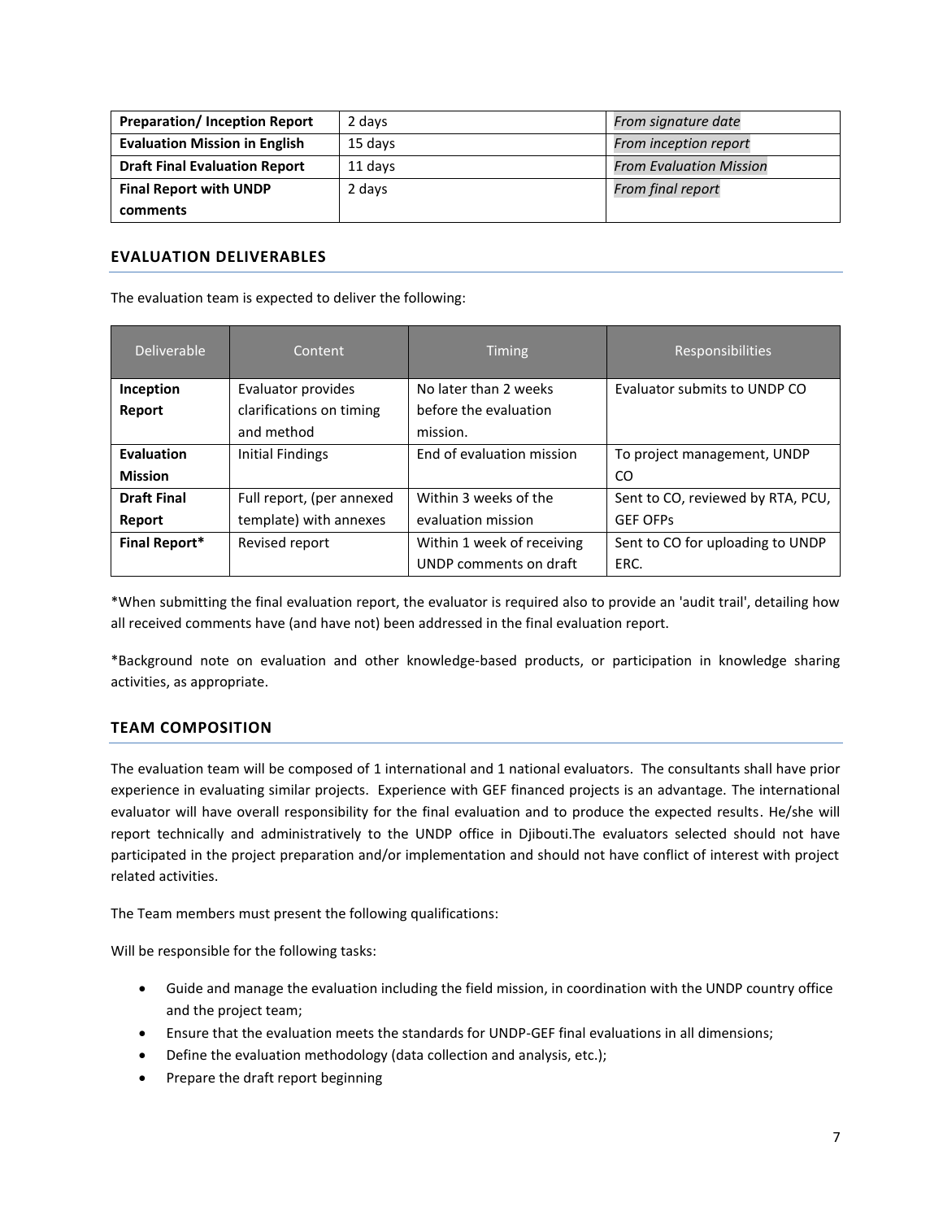| | | |
|---|---|---|
| **Preparation/ Inception Report** | 2 days | *From signature date* |
| **Evaluation Mission in English** | 15 days | *From inception report* |
| **Draft Final Evaluation Report** | 11 days | *From Evaluation Mission* |
| **Final Report with UNDP comments** | 2 days | *From final report* |

## EVALUATION DELIVERABLES

The evaluation team is expected to deliver the following:

| Deliverable | Content | Timing | Responsibilities |
|---|---|---|---|
| **Inception Report** | Evaluator provides clarifications on timing and method | No later than 2 weeks before the evaluation mission. | Evaluator submits to UNDP CO |
| **Evaluation Mission** | Initial Findings | End of evaluation mission | To project management, UNDP CO |
| **Draft Final Report** | Full report, (per annexed template) with annexes | Within 3 weeks of the evaluation mission | Sent to CO, reviewed by RTA, PCU, GEF OFPs |
| **Final Report*** | Revised report | Within 1 week of receiving UNDP comments on draft | Sent to CO for uploading to UNDP ERC. |

*When submitting the final evaluation report, the evaluator is required also to provide an 'audit trail', detailing how all received comments have (and have not) been addressed in the final evaluation report.

*Background note on evaluation and other knowledge-based products, or participation in knowledge sharing activities, as appropriate.

## TEAM COMPOSITION

The evaluation team will be composed of 1 international and 1 national evaluators. The consultants shall have prior experience in evaluating similar projects. Experience with GEF financed projects is an advantage. The international evaluator will have overall responsibility for the final evaluation and to produce the expected results. He/she will report technically and administratively to the UNDP office in Djibouti.The evaluators selected should not have participated in the project preparation and/or implementation and should not have conflict of interest with project related activities.

The Team members must present the following qualifications:

Will be responsible for the following tasks:

- Guide and manage the evaluation including the field mission, in coordination with the UNDP country office and the project team;
- Ensure that the evaluation meets the standards for UNDP-GEF final evaluations in all dimensions;
- Define the evaluation methodology (data collection and analysis, etc.);
- Prepare the draft report beginning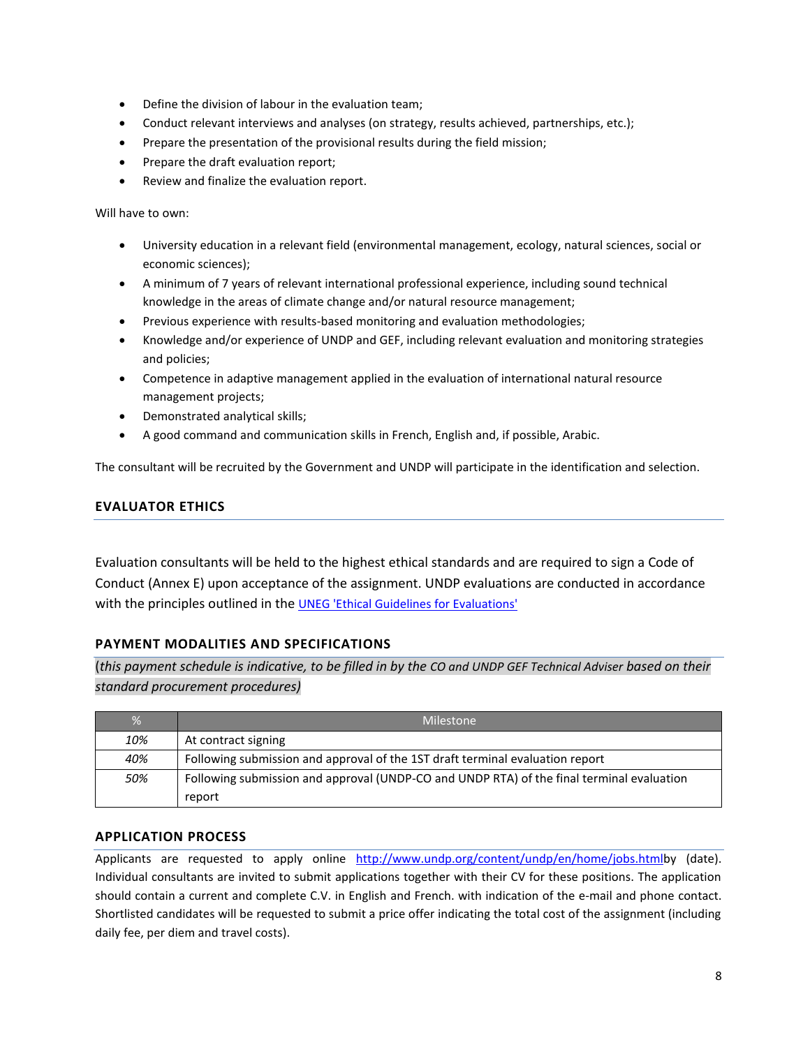- Define the division of labour in the evaluation team;
- Conduct relevant interviews and analyses (on strategy, results achieved, partnerships, etc.);
- Prepare the presentation of the provisional results during the field mission;
- Prepare the draft evaluation report;
- Review and finalize the evaluation report.

Will have to own:

- University education in a relevant field (environmental management, ecology, natural sciences, social or economic sciences);
- A minimum of 7 years of relevant international professional experience, including sound technical knowledge in the areas of climate change and/or natural resource management;
- Previous experience with results-based monitoring and evaluation methodologies;
- Knowledge and/or experience of UNDP and GEF, including relevant evaluation and monitoring strategies and policies;
- Competence in adaptive management applied in the evaluation of international natural resource management projects;
- Demonstrated analytical skills;
- A good command and communication skills in French, English and, if possible, Arabic.

The consultant will be recruited by the Government and UNDP will participate in the identification and selection.

## EVALUATOR ETHICS

Evaluation consultants will be held to the highest ethical standards and are required to sign a Code of Conduct (Annex E) upon acceptance of the assignment. UNDP evaluations are conducted in accordance with the principles outlined in the [UNEG 'Ethical Guidelines for Evaluations']

## PAYMENT MODALITIES AND SPECIFICATIONS

(*this payment schedule is indicative, to be filled in by the CO and UNDP GEF Technical Adviser based on their standard procurement procedures)*

| % | Milestone |
|---|---|
| *10%* | At contract signing |
| *40%* | Following submission and approval of the 1ST draft terminal evaluation report |
| *50%* | Following submission and approval (UNDP-CO and UNDP RTA) of the final terminal evaluation report |

## APPLICATION PROCESS

Applicants are requested to apply online http://www.undp.org/content/undp/en/home/jobs.htmlby (date). Individual consultants are invited to submit applications together with their CV for these positions. The application should contain a current and complete C.V. in English and French. with indication of the e-mail and phone contact. Shortlisted candidates will be requested to submit a price offer indicating the total cost of the assignment (including daily fee, per diem and travel costs).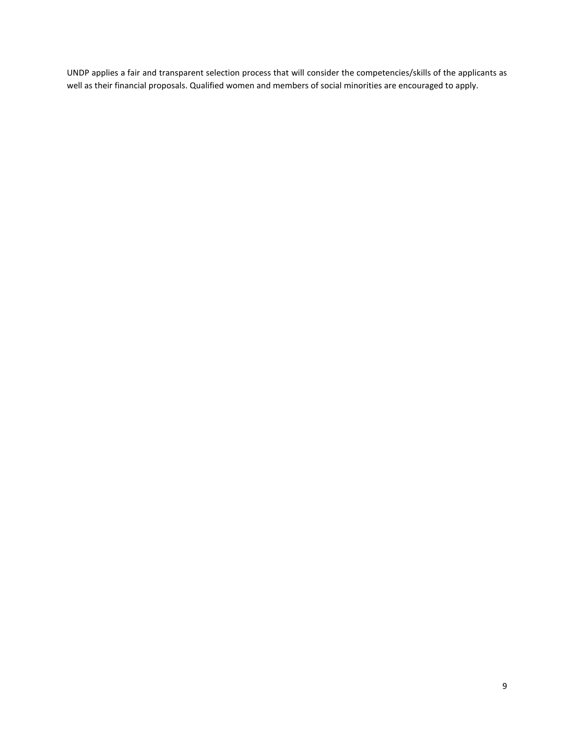UNDP applies a fair and transparent selection process that will consider the competencies/skills of the applicants as well as their financial proposals. Qualified women and members of social minorities are encouraged to apply.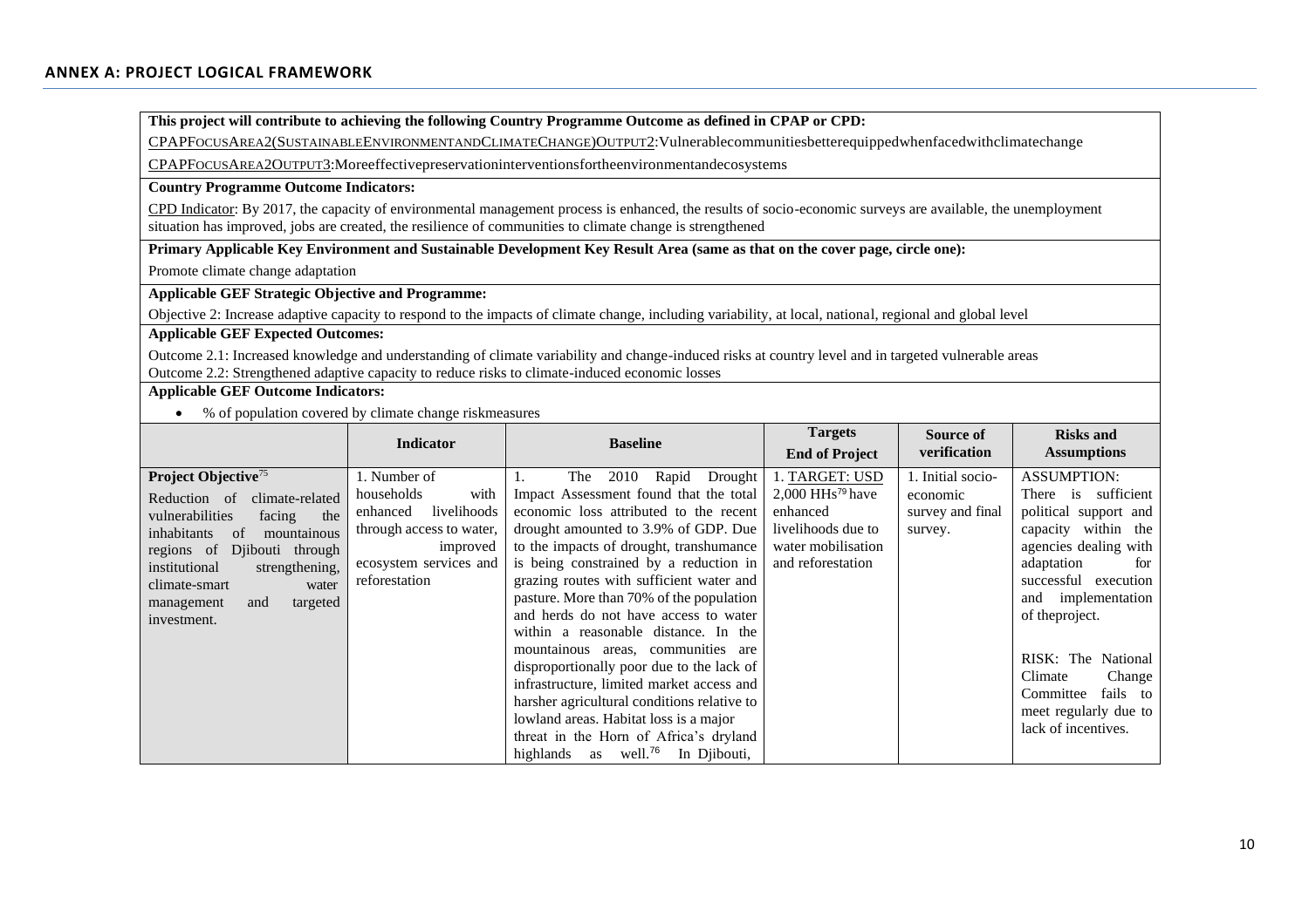## ANNEX A: PROJECT LOGICAL FRAMEWORK

**This project will contribute to achieving the following Country Programme Outcome as defined in CPAP or CPD:**

CPAP FOCUS AREA 2 (SUSTAINABLE ENVIRONMENT AND CLIMATE CHANGE) OUTPUT 2: Vulnerable communities better equipped when faced with climate change

CPAP FOCUS AREA 2 OUTPUT 3: More effective preservation interventions for the environment and ecosystems

**Country Programme Outcome Indicators:**

CPD Indicator: By 2017, the capacity of environmental management process is enhanced, the results of socio-economic surveys are available, the unemployment situation has improved, jobs are created, the resilience of communities to climate change is strengthened

**Primary Applicable Key Environment and Sustainable Development Key Result Area (same as that on the cover page, circle one):**

Promote climate change adaptation

**Applicable GEF Strategic Objective and Programme:**

Objective 2: Increase adaptive capacity to respond to the impacts of climate change, including variability, at local, national, regional and global level

**Applicable GEF Expected Outcomes:**

Outcome 2.1: Increased knowledge and understanding of climate variability and change-induced risks at country level and in targeted vulnerable areas
Outcome 2.2: Strengthened adaptive capacity to reduce risks to climate-induced economic losses

**Applicable GEF Outcome Indicators:**

- % of population covered by climate change risk measures

| | Indicator | Baseline | Targets End of Project | Source of verification | Risks and Assumptions |
|---|---|---|---|---|---|
| **Project Objective**[75] Reduction of climate-related vulnerabilities facing the inhabitants of mountainous regions of Djibouti through institutional strengthening, climate-smart water management and targeted investment. | 1. Number of households with enhanced livelihoods through access to water, improved ecosystem services and reforestation | 1. The 2010 Rapid Drought Impact Assessment found that the total economic loss attributed to the recent drought amounted to 3.9% of GDP. Due to the impacts of drought, transhumance is being constrained by a reduction in grazing routes with sufficient water and pasture. More than 70% of the population and herds do not have access to water within a reasonable distance. In the mountainous areas, communities are disproportionally poor due to the lack of infrastructure, limited market access and harsher agricultural conditions relative to lowland areas. Habitat loss is a major threat in the Horn of Africa's dryland highlands as well.[76] In Djibouti, | 1. TARGET: USD 2,000 HHs[79] have enhanced livelihoods due to water mobilisation and reforestation | 1. Initial socio-economic survey and final survey. | ASSUMPTION: There is sufficient political support and capacity within the agencies dealing with adaptation for successful execution and implementation of the project.<br><br>RISK: The National Climate Change Committee fails to meet regularly due to lack of incentives. |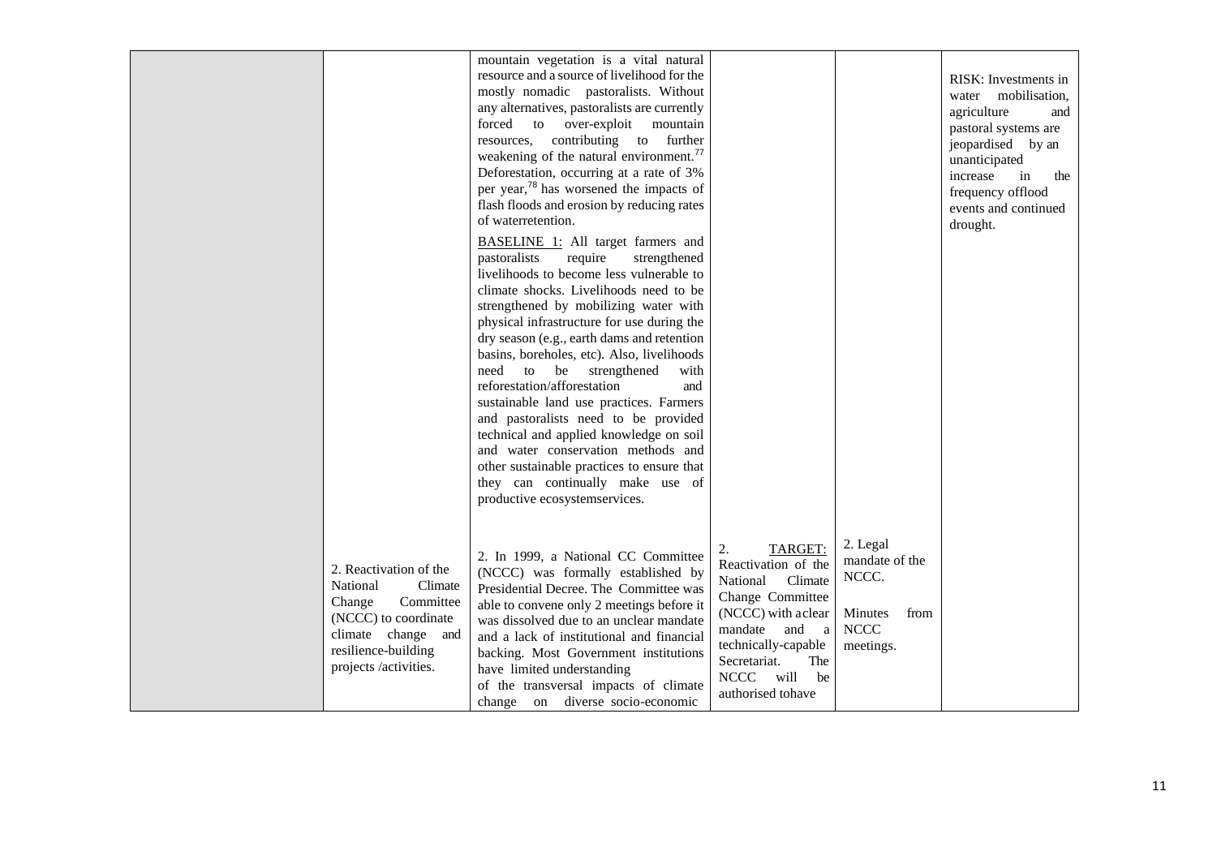| | | | | | |
|---|---|---|---|---|---|
| | | mountain vegetation is a vital natural resource and a source of livelihood for the mostly nomadic pastoralists. Without any alternatives, pastoralists are currently forced to over-exploit mountain resources, contributing to further weakening of the natural environment.[77] Deforestation, occurring at a rate of 3% per year,[78] has worsened the impacts of flash floods and erosion by reducing rates of waterretention.<br><br><u>BASELINE 1:</u> All target farmers and pastoralists require strengthened livelihoods to become less vulnerable to climate shocks. Livelihoods need to be strengthened by mobilizing water with physical infrastructure for use during the dry season (e.g., earth dams and retention basins, boreholes, etc). Also, livelihoods need to be strengthened with reforestation/afforestation and sustainable land use practices. Farmers and pastoralists need to be provided technical and applied knowledge on soil and water conservation methods and other sustainable practices to ensure that they can continually make use of productive ecosystemservices. | | | RISK: Investments in water mobilisation, agriculture and pastoral systems are jeopardised by an unanticipated increase in the frequency offlood events and continued drought. |
| | 2. Reactivation of the National Climate Change Committee (NCCC) to coordinate climate change and resilience-building projects /activities. | 2. In 1999, a National CC Committee (NCCC) was formally established by Presidential Decree. The Committee was able to convene only 2 meetings before it was dissolved due to an unclear mandate and a lack of institutional and financial backing. Most Government institutions have limited understanding of the transversal impacts of climate change on diverse socio-economic | 2. <u>TARGET:</u> Reactivation of the National Climate Change Committee (NCCC) with aclear mandate and a technically-capable Secretariat. The NCCC will be authorised tohave | 2. Legal mandate of the NCCC.<br><br>Minutes from NCCC meetings. | |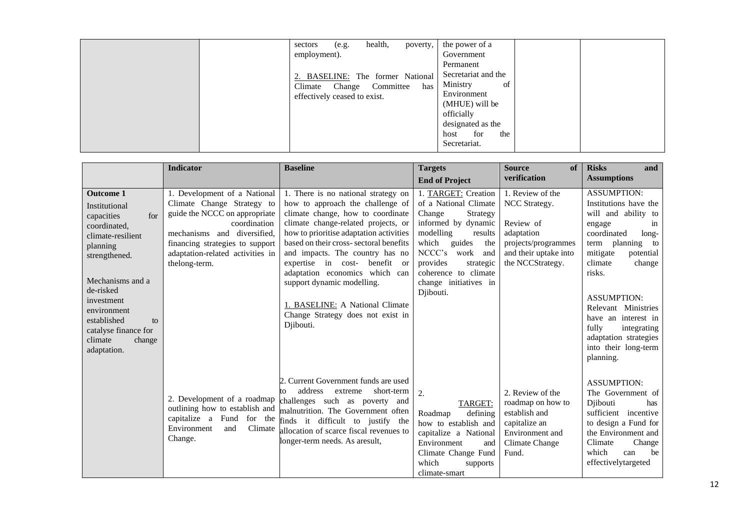| | | | | | |
|---|---|---|---|---|---|
| | | sectors (e.g. health, poverty, employment).<br><br>2. BASELINE: The former National Climate Change Committee has effectively ceased to exist. | the power of a Government Permanent Secretariat and the Ministry of Environment (MHUE) will be officially designated as the host for the Secretariat. | | |

| | Indicator | Baseline | Targets<br>End of Project | Source of verification | Risks and Assumptions |
|---|---|---|---|---|---|
| **Outcome 1**<br>Institutional capacities for coordinated, climate-resilient planning strengthened.<br><br>Mechanisms and a de-risked investment environment established to catalyse finance for climate change adaptation. | 1. Development of a National Climate Change Strategy to guide the NCCC on appropriate coordination mechanisms and diversified, financing strategies to support adaptation-related activities in thelong-term. | 1. There is no national strategy on how to approach the challenge of climate change, how to coordinate climate change-related projects, or how to prioritise adaptation activities based on their cross- sectoral benefits and impacts. The country has no expertise in cost- benefit or adaptation economics which can support dynamic modelling.<br><br>1. BASELINE: A National Climate Change Strategy does not exist in Djibouti. | 1. TARGET: Creation of a National Climate Change Strategy informed by dynamic modelling results which guides the NCCC's work and provides strategic coherence to climate change initiatives in Djibouti. | 1. Review of the NCC Strategy.<br><br>Review of adaptation projects/programmes and their uptake into the NCCStrategy. | ASSUMPTION: Institutions have the will and ability to engage in coordinated long-term planning to mitigate potential climate change risks.<br><br>ASSUMPTION: Relevant Ministries have an interest in fully integrating adaptation strategies into their long-term planning. |
| | 2. Development of a roadmap outlining how to establish and capitalize a Fund for the Environment and Climate Change. | 2. Current Government funds are used to address extreme short-term challenges such as poverty and malnutrition. The Government often finds it difficult to justify the allocation of scarce fiscal revenues to longer-term needs. As aresult, | 2. TARGET: Roadmap defining how to establish and capitalize a National Environment and Climate Change Fund which supports climate-smart | 2. Review of the roadmap on how to establish and capitalize an Environment and Climate Change Fund. | ASSUMPTION: The Government of Djibouti has sufficient incentive to design a Fund for the Environment and Climate Change which can be effectivelytargeted |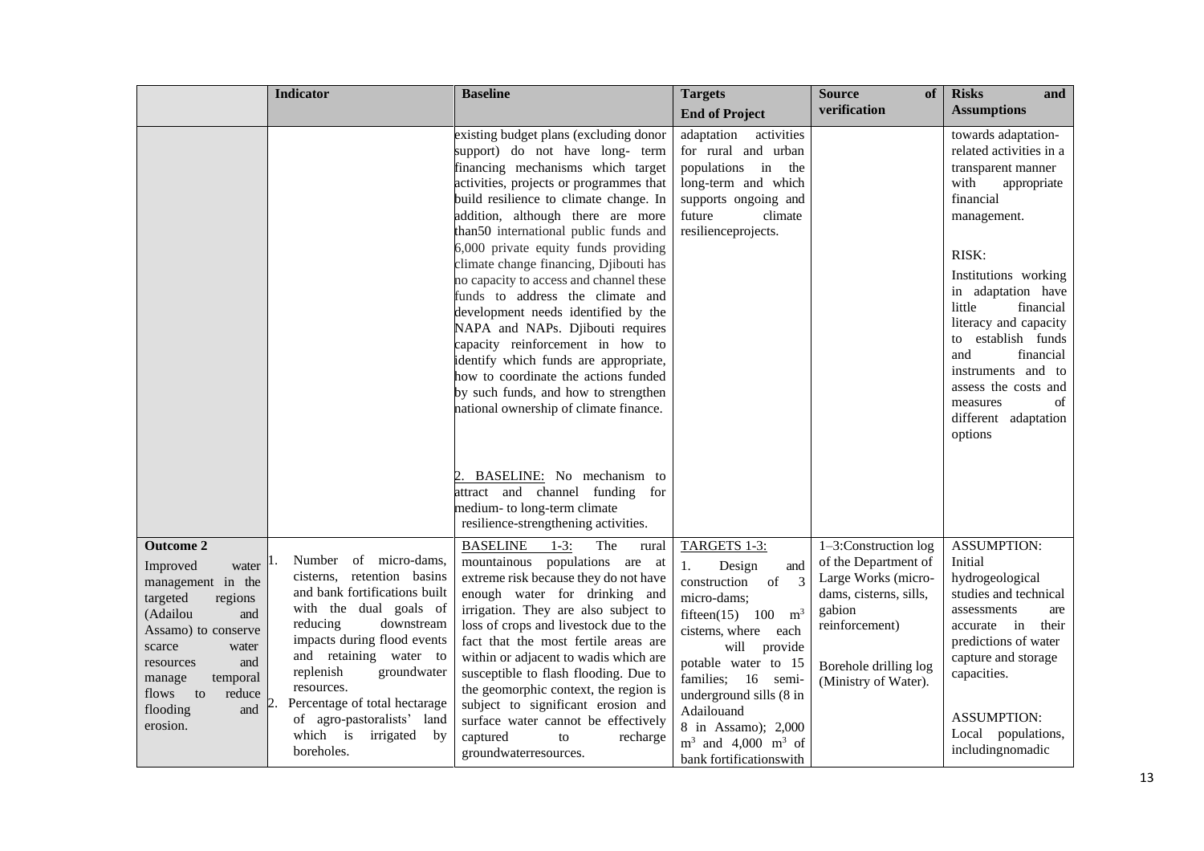| | Indicator | Baseline | Targets End of Project | Source of verification | Risks and Assumptions |
|---|---|---|---|---|---|
| | | existing budget plans (excluding donor support) do not have long- term financing mechanisms which target activities, projects or programmes that build resilience to climate change. In addition, although there are more than50 international public funds and 6,000 private equity funds providing climate change financing, Djibouti has no capacity to access and channel these funds to address the climate and development needs identified by the NAPA and NAPs. Djibouti requires capacity reinforcement in how to identify which funds are appropriate, how to coordinate the actions funded by such funds, and how to strengthen national ownership of climate finance.<br><br>2. BASELINE: No mechanism to attract and channel funding for medium- to long-term climate resilience-strengthening activities. | adaptation activities for rural and urban populations in the long-term and which supports ongoing and future climate resilienceprojects. | | towards adaptation-related activities in a transparent manner with appropriate financial management.<br><br>RISK:<br>Institutions working in adaptation have little financial literacy and capacity to establish funds and financial instruments and to assess the costs and measures of different adaptation options |
| **Outcome 2**<br>Improved water management in the targeted regions (Adailou and Assamo) to conserve scarce water resources and manage temporal flows to reduce flooding and erosion. | 1. Number of micro-dams, cisterns, retention basins and bank fortifications built with the dual goals of reducing downstream impacts during flood events and retaining water to replenish groundwater resources.<br>2. Percentage of total hectarage of agro-pastoralists' land which is irrigated by boreholes. | BASELINE 1-3: The rural mountainous populations are at extreme risk because they do not have enough water for drinking and irrigation. They are also subject to loss of crops and livestock due to the fact that the most fertile areas are within or adjacent to wadis which are susceptible to flash flooding. Due to the geomorphic context, the region is subject to significant erosion and surface water cannot be effectively captured to recharge groundwaterresources. | TARGETS 1-3:<br>1. Design and construction of 3 micro-dams; fifteen(15) 100 $m^3$ cisterns, where each will provide potable water to 15 families; 16 semi-underground sills (8 in Adailouand 8 in Assamo); 2,000 $m^3$ and 4,000 $m^3$ of bank fortificationswith | 1–3:Construction log of the Department of Large Works (micro-dams, cisterns, sills, gabion reinforcement)<br><br>Borehole drilling log (Ministry of Water). | ASSUMPTION:<br>Initial hydrogeological studies and technical assessments are accurate in their predictions of water capture and storage capacities.<br><br>ASSUMPTION:<br>Local populations, includingnomadic |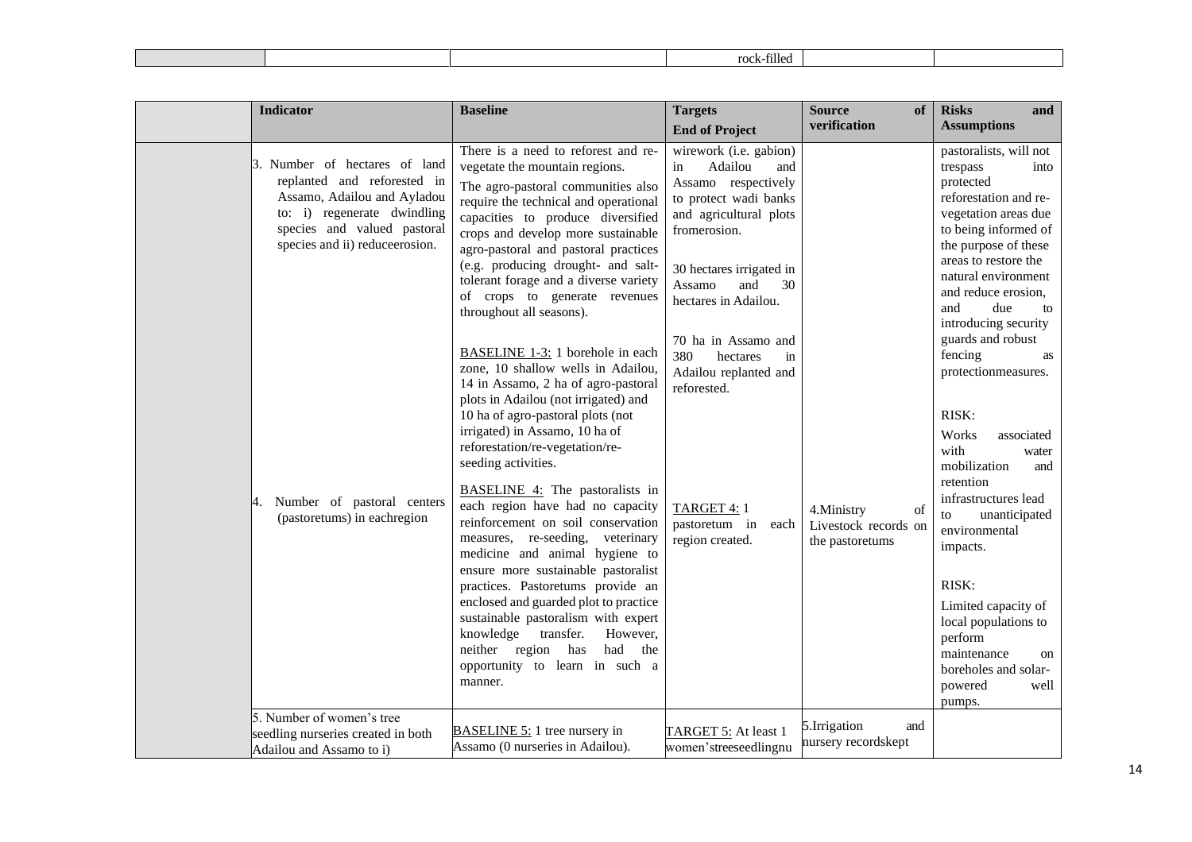| | | | rock-filled | | |
|---|---|---|---|---|---|

| | Indicator | Baseline | Targets<br>End of Project | Source of verification | Risks and Assumptions |
|---|---|---|---|---|---|
| | 3. Number of hectares of land replanted and reforested in Assamo, Adailou and Ayladou to: i) regenerate dwindling species and valued pastoral species and ii) reduceerosion.<br><br>4. Number of pastoral centers (pastoretums) in eachregion | There is a need to reforest and re-vegetate the mountain regions.<br>The agro-pastoral communities also require the technical and operational capacities to produce diversified crops and develop more sustainable agro-pastoral and pastoral practices (e.g. producing drought- and salt-tolerant forage and a diverse variety of crops to generate revenues throughout all seasons).<br><br>BASELINE 1-3: 1 borehole in each zone, 10 shallow wells in Adailou, 14 in Assamo, 2 ha of agro-pastoral plots in Adailou (not irrigated) and 10 ha of agro-pastoral plots (not irrigated) in Assamo, 10 ha of reforestation/re-vegetation/re-seeding activities.<br><br>BASELINE 4: The pastoralists in each region have had no capacity reinforcement on soil conservation measures, re-seeding, veterinary medicine and animal hygiene to ensure more sustainable pastoralist practices. Pastoretums provide an enclosed and guarded plot to practice sustainable pastoralism with expert knowledge transfer. However, neither region has had the opportunity to learn in such a manner. | wirework (i.e. gabion) in Adailou and Assamo respectively to protect wadi banks and agricultural plots fromerosion.<br><br>30 hectares irrigated in Assamo and 30 hectares in Adailou.<br><br>70 ha in Assamo and 380 hectares in Adailou replanted and reforested.<br><br>TARGET 4: 1 pastoretum in each region created. | 4.Ministry of Livestock records on the pastoretums | pastoralists, will not trespass into protected reforestation and re-vegetation areas due to being informed of the purpose of these areas to restore the natural environment and reduce erosion, and due to introducing security guards and robust fencing as protectionmeasures.<br><br>RISK:<br>Works associated with water mobilization and retention infrastructures lead to unanticipated environmental impacts.<br><br>RISK:<br>Limited capacity of local populations to perform maintenance on boreholes and solar-powered well pumps. |
| | 5. Number of women's tree seedling nurseries created in both Adailou and Assamo to i) | BASELINE 5: 1 tree nursery in Assamo (0 nurseries in Adailou). | TARGET 5: At least 1 women'streeseedlingnu | 5.Irrigation and nursery recordskept | |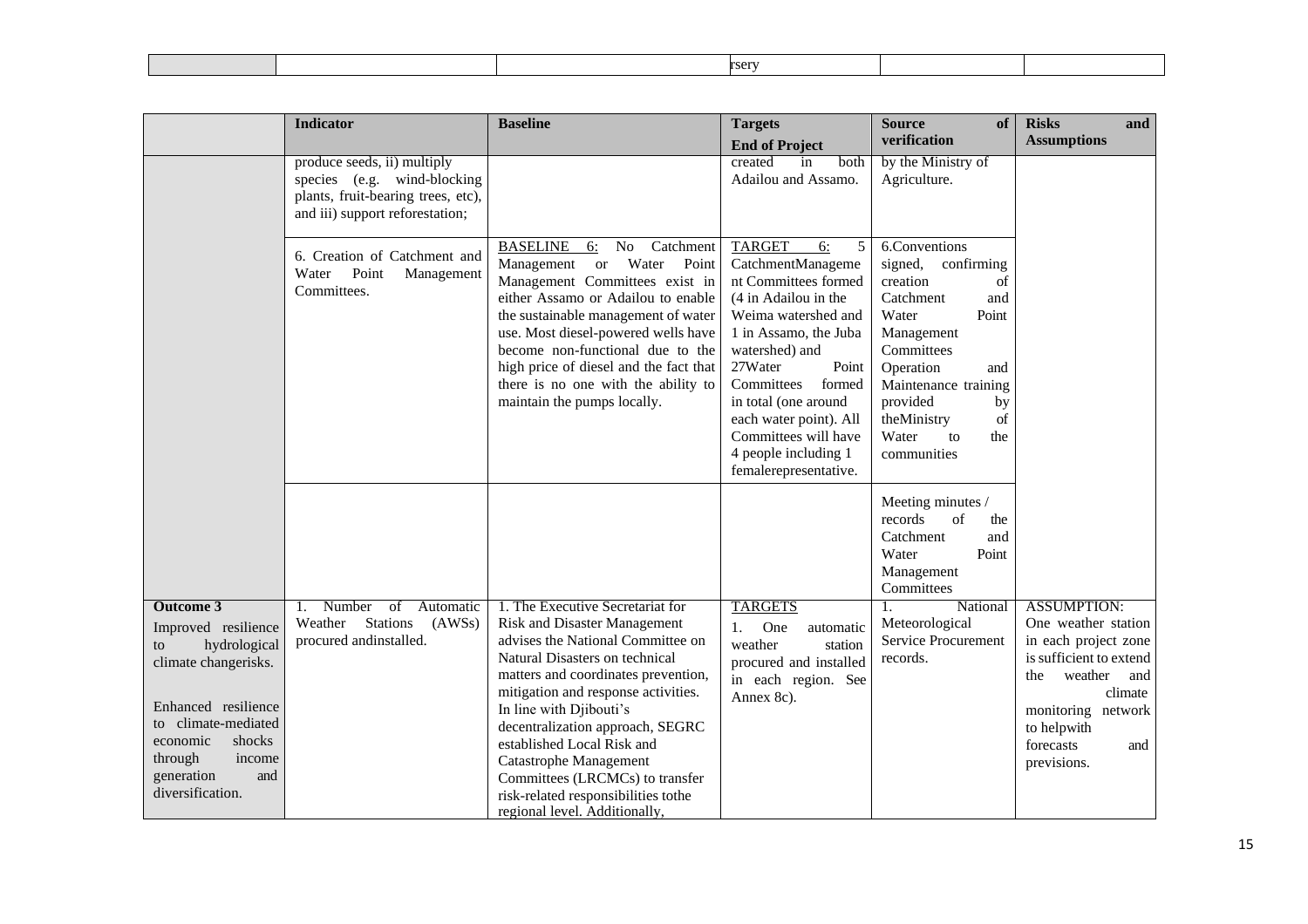| | | | rsery | | |
|---|---|---|---|---|---|

| | Indicator | Baseline | Targets End of Project | Source of verification | Risks and Assumptions |
|---|---|---|---|---|---|
| | produce seeds, ii) multiply species (e.g. wind-blocking plants, fruit-bearing trees, etc), and iii) support reforestation; | | created in both Adailou and Assamo. | by the Ministry of Agriculture. | |
| | 6. Creation of Catchment and Water Point Management Committees. | BASELINE 6: No Catchment Management or Water Point Management Committees exist in either Assamo or Adailou to enable the sustainable management of water use. Most diesel-powered wells have become non-functional due to the high price of diesel and the fact that there is no one with the ability to maintain the pumps locally. | TARGET 6: 5 CatchmentManagement Committees formed (4 in Adailou in the Weima watershed and 1 in Assamo, the Juba watershed) and 27Water Point Committees formed in total (one around each water point). All Committees will have 4 people including 1 femalerepresentative. | 6.Conventions signed, confirming creation of Catchment and Water Point Management Committees Operation and Maintenance training provided by theMinistry of Water to the communities | |
| | | | | Meeting minutes / records of the Catchment and Water Point Management Committees | |
| **Outcome 3** Improved resilience to hydrological climate changerisks. Enhanced resilience to climate-mediated economic shocks through income generation and diversification. | 1. Number of Automatic Weather Stations (AWSs) procured andinstalled. | 1. The Executive Secretariat for Risk and Disaster Management advises the National Committee on Natural Disasters on technical matters and coordinates prevention, mitigation and response activities. In line with Djibouti's decentralization approach, SEGRC established Local Risk and Catastrophe Management Committees (LRCMCs) to transfer risk-related responsibilities tothe regional level. Additionally, | TARGETS 1. One automatic weather station procured and installed in each region. See Annex 8c). | 1. National Meteorological Service Procurement records. | ASSUMPTION: One weather station in each project zone is sufficient to extend the weather and climate monitoring network to helpwith forecasts and previsions. |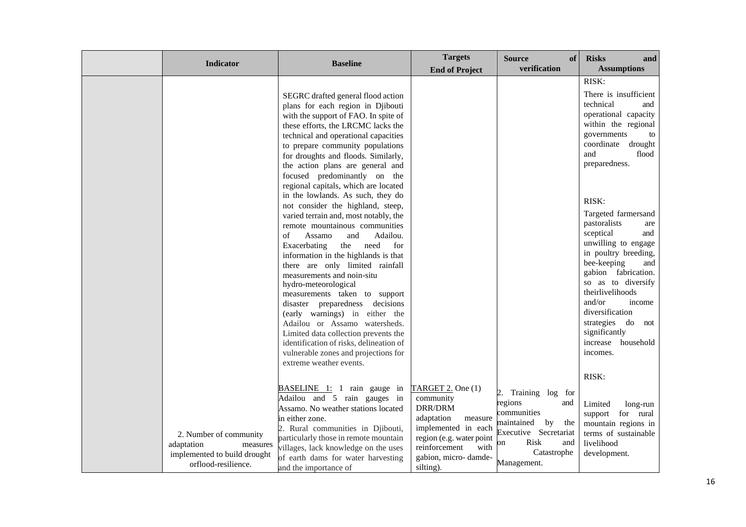| | Indicator | Baseline | Targets End of Project | Source of verification | Risks and Assumptions |
|---|---|---|---|---|---|
| | | SEGRC drafted general flood action plans for each region in Djibouti with the support of FAO. In spite of these efforts, the LRCMC lacks the technical and operational capacities to prepare community populations for droughts and floods. Similarly, the action plans are general and focused predominantly on the regional capitals, which are located in the lowlands. As such, they do not consider the highland, steep, varied terrain and, most notably, the remote mountainous communities of Assamo and Adailou. Exacerbating the need for information in the highlands is that there are only limited rainfall measurements and noin-situ hydro-meteorological measurements taken to support disaster preparedness decisions (early warnings) in either the Adailou or Assamo watersheds. Limited data collection prevents the identification of risks, delineation of vulnerable zones and projections for extreme weather events. | | | RISK: There is insufficient technical and operational capacity within the regional governments to coordinate drought and flood preparedness. RISK: Targeted farmersand pastoralists are sceptical and unwilling to engage in poultry breeding, bee-keeping and gabion fabrication. so as to diversify theirlivelihoods and/or income diversification strategies do not significantly increase household incomes. |
| | 2. Number of community adaptation measures implemented to build drought orflood-resilience. | BASELINE 1: 1 rain gauge in Adailou and 5 rain gauges in Assamo. No weather stations located in either zone. 2. Rural communities in Djibouti, particularly those in remote mountain villages, lack knowledge on the uses of earth dams for water harvesting and the importance of | TARGET 2. One (1) community DRR/DRM adaptation measure implemented in each region (e.g. water point reinforcement with gabion, micro- damde-silting). | 2. Training log for regions and communities maintained by the Executive Secretariat on Risk and Catastrophe Management. | RISK: Limited long-run support for rural mountain regions in terms of sustainable livelihood development. |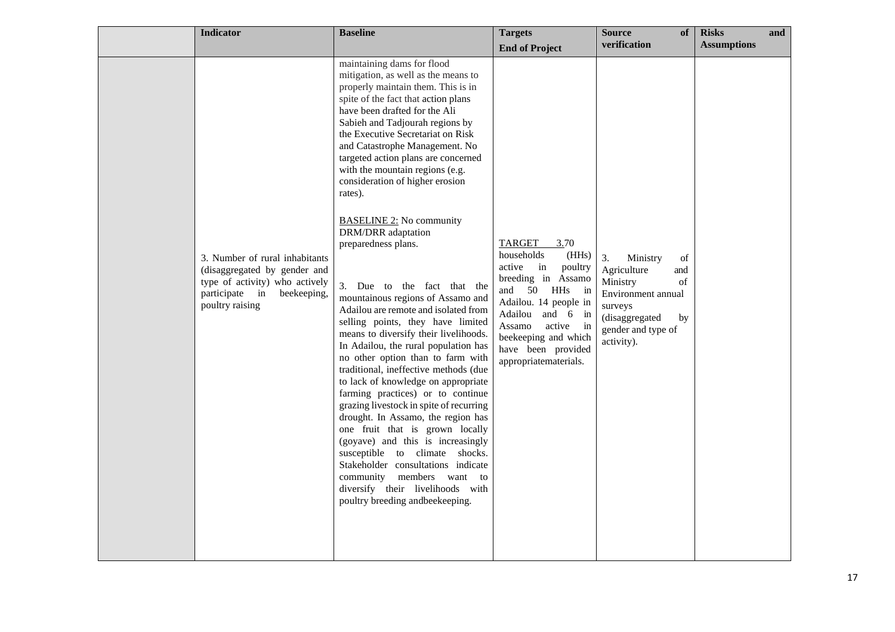| | Indicator | Baseline | Targets<br>End of Project | Source of verification | Risks and Assumptions |
|---|---|---|---|---|---|
| | 3. Number of rural inhabitants (disaggregated by gender and type of activity) who actively participate in beekeeping, poultry raising | maintaining dams for flood mitigation, as well as the means to properly maintain them. This is in spite of the fact that action plans have been drafted for the Ali Sabieh and Tadjourah regions by the Executive Secretariat on Risk and Catastrophe Management. No targeted action plans are concerned with the mountain regions (e.g. consideration of higher erosion rates).<br><br><u>BASELINE 2:</u> No community DRM/DRR adaptation preparedness plans.<br><br>3. Due to the fact that the mountainous regions of Assamo and Adailou are remote and isolated from selling points, they have limited means to diversify their livelihoods. In Adailou, the rural population has no other option than to farm with traditional, ineffective methods (due to lack of knowledge on appropriate farming practices) or to continue grazing livestock in spite of recurring drought. In Assamo, the region has one fruit that is grown locally (goyave) and this is increasingly susceptible to climate shocks. Stakeholder consultations indicate community members want to diversify their livelihoods with poultry breeding andbeekeeping. | <u>TARGET 3.</u>70 households (HHs) active in poultry breeding in Assamo and 50 HHs in Adailou. 14 people in Adailou and 6 in Assamo active in beekeeping and which have been provided appropriatematerials. | 3. Ministry of Agriculture and Ministry of Environment annual surveys (disaggregated by gender and type of activity). | |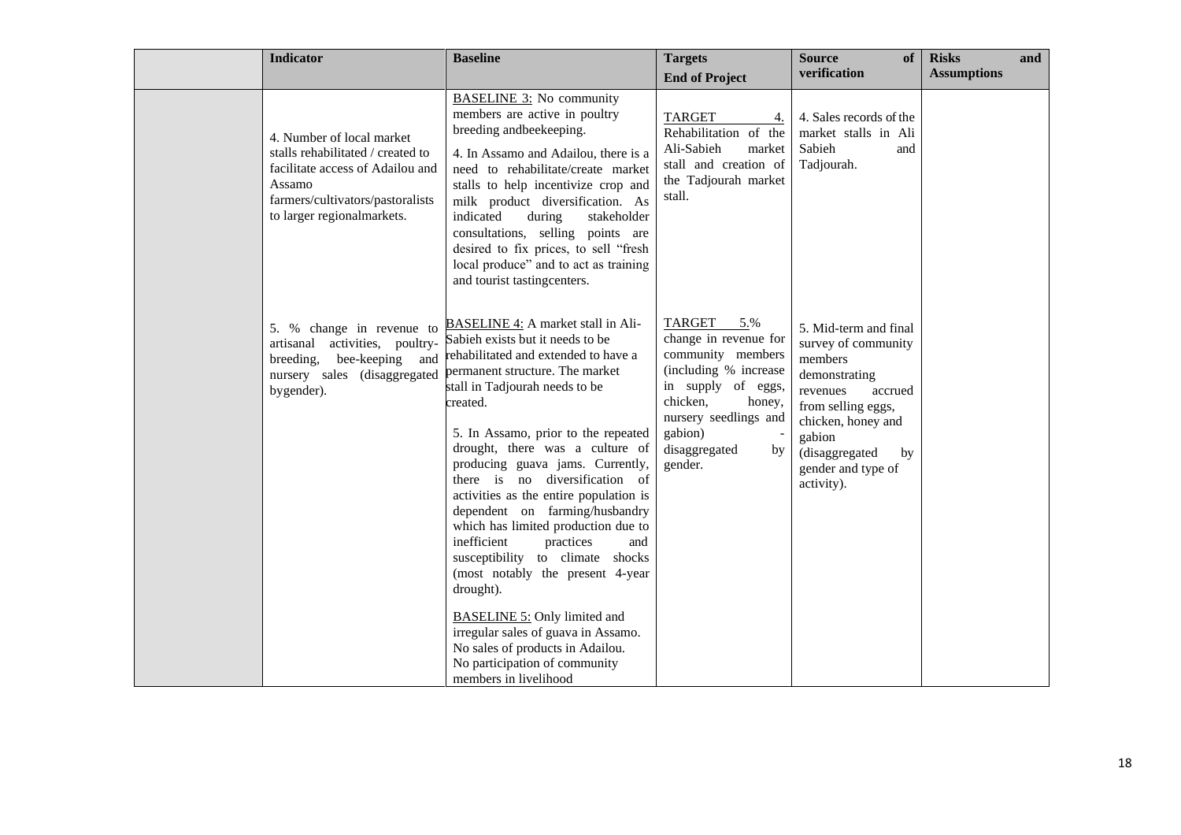| | Indicator | Baseline | Targets End of Project | Source of verification | Risks and Assumptions |
|---|---|---|---|---|---|
| | 4. Number of local market stalls rehabilitated / created to facilitate access of Adailou and Assamo farmers/cultivators/pastoralists to larger regionalmarkets. | BASELINE 3: No community members are active in poultry breeding andbeekeeping.<br><br>4. In Assamo and Adailou, there is a need to rehabilitate/create market stalls to help incentivize crop and milk product diversification. As indicated during stakeholder consultations, selling points are desired to fix prices, to sell "fresh local produce" and to act as training and tourist tastingcenters. | TARGET 4. Rehabilitation of the Ali-Sabieh market stall and creation of the Tadjourah market stall. | 4. Sales records of the market stalls in Ali Sabieh and Tadjourah. | |
| | 5. % change in revenue to artisanal activities, poultry-breeding, bee-keeping and nursery sales (disaggregated bygender). | BASELINE 4: A market stall in Ali-Sabieh exists but it needs to be rehabilitated and extended to have a permanent structure. The market stall in Tadjourah needs to be created.<br><br>5. In Assamo, prior to the repeated drought, there was a culture of producing guava jams. Currently, there is no diversification of activities as the entire population is dependent on farming/husbandry which has limited production due to inefficient practices and susceptibility to climate shocks (most notably the present 4-year drought).<br><br>BASELINE 5: Only limited and irregular sales of guava in Assamo. No sales of products in Adailou. No participation of community members in livelihood | TARGET 5.% change in revenue for community members (including % increase in supply of eggs, chicken, honey, nursery seedlings and gabion) - disaggregated by gender. | 5. Mid-term and final survey of community members demonstrating revenues accrued from selling eggs, chicken, honey and gabion (disaggregated by gender and type of activity). | |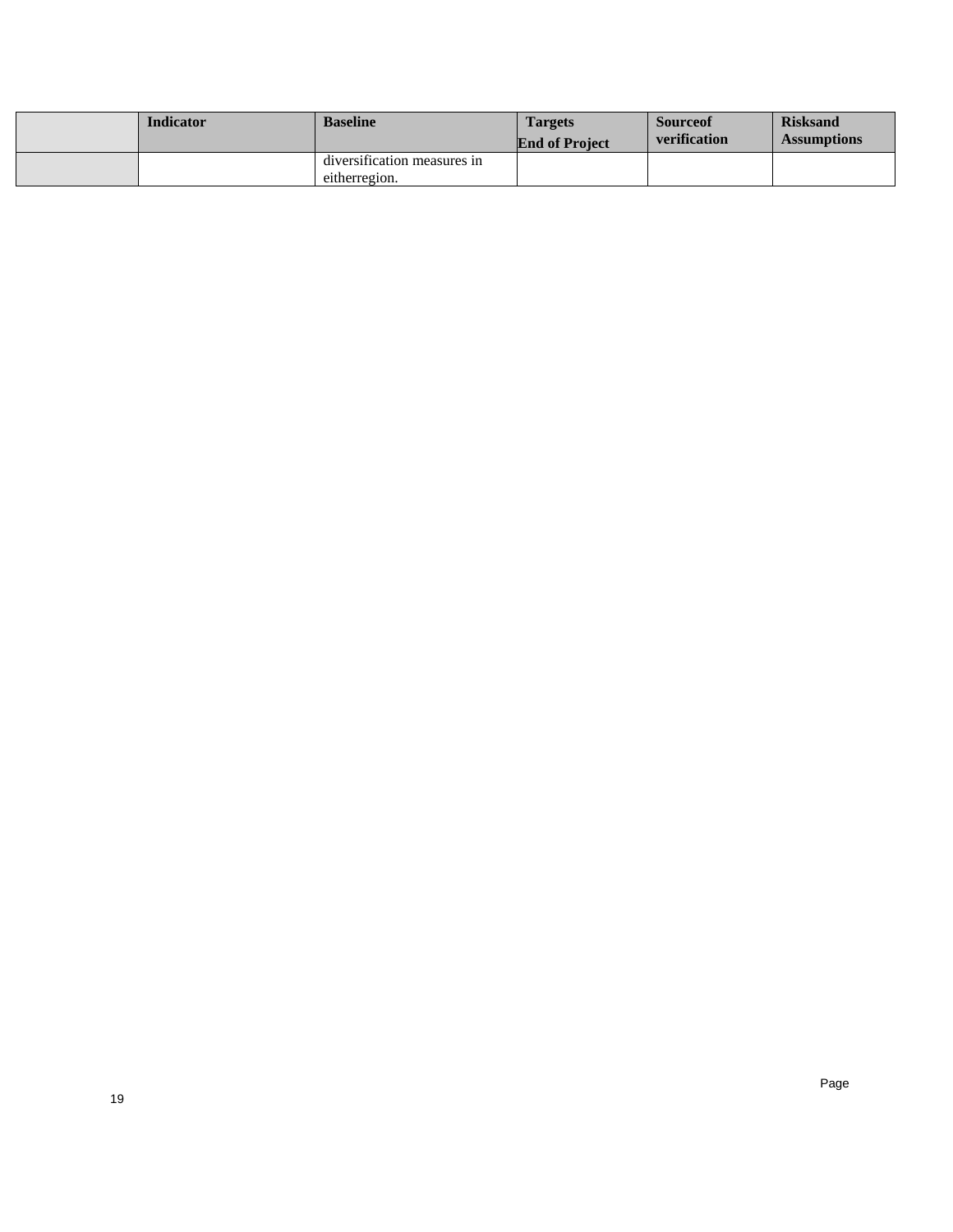| | Indicator | Baseline | Targets End of Project | Sourceof verification | Risksand Assumptions |
|---|---|---|---|---|---|
| | | diversification measures in eitherregion. | | | |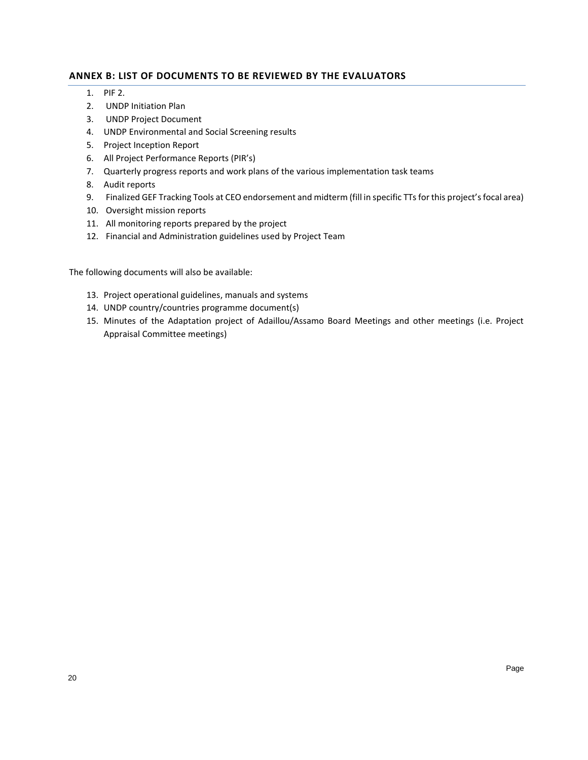## ANNEX B: LIST OF DOCUMENTS TO BE REVIEWED BY THE EVALUATORS

1. PIF 2.
2. UNDP Initiation Plan
3. UNDP Project Document
4. UNDP Environmental and Social Screening results
5. Project Inception Report
6. All Project Performance Reports (PIR's)
7. Quarterly progress reports and work plans of the various implementation task teams
8. Audit reports
9. Finalized GEF Tracking Tools at CEO endorsement and midterm (fill in specific TTs for this project's focal area)
10. Oversight mission reports
11. All monitoring reports prepared by the project
12. Financial and Administration guidelines used by Project Team

The following documents will also be available:

13. Project operational guidelines, manuals and systems
14. UNDP country/countries programme document(s)
15. Minutes of the Adaptation project of Adaillou/Assamo Board Meetings and other meetings (i.e. Project Appraisal Committee meetings)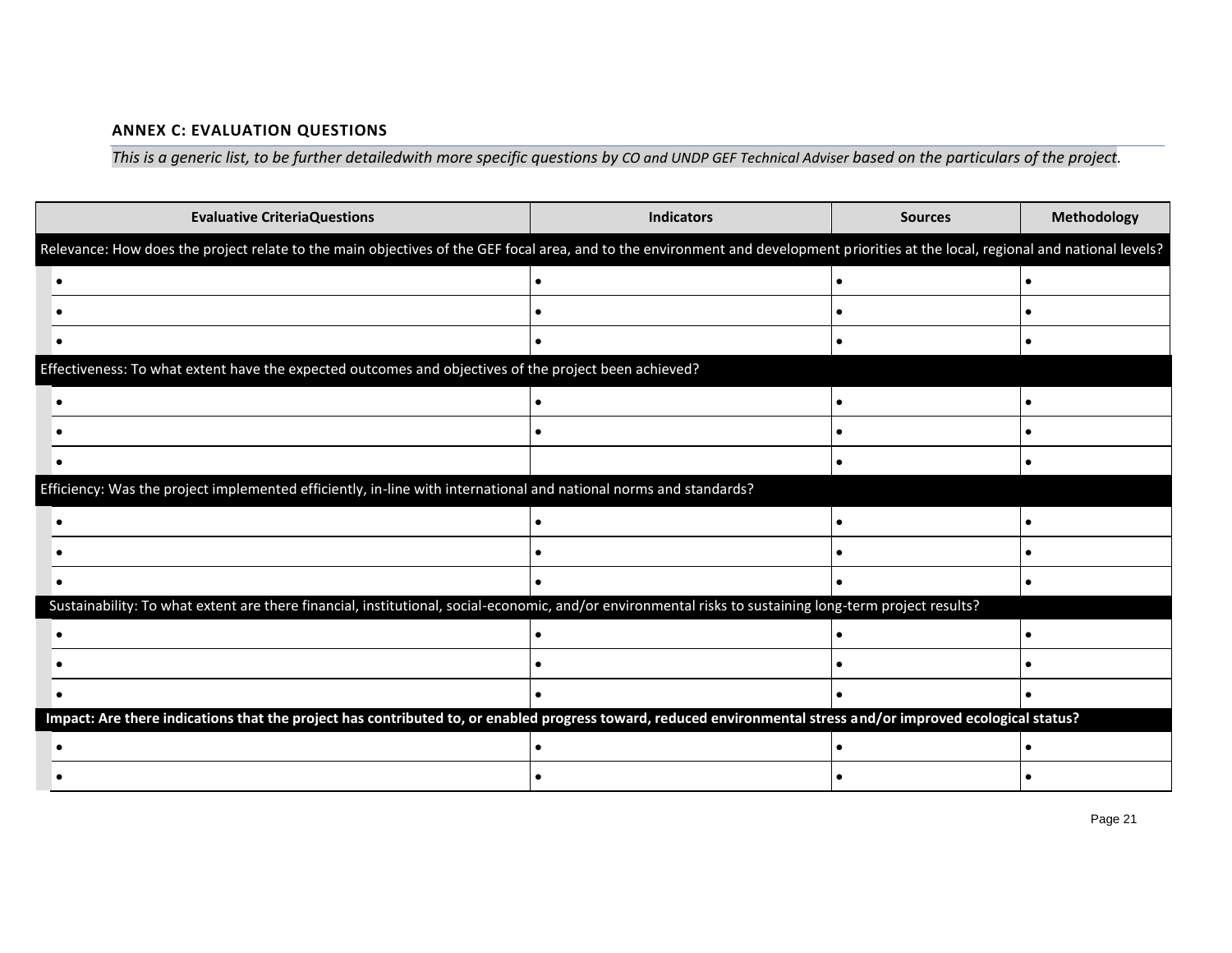**ANNEX C: EVALUATION QUESTIONS**

*This is a generic list, to be further detailedwith more specific questions by CO and UNDP GEF Technical Adviser based on the particulars of the project.*

| Evaluative CriteriaQuestions | Indicators | Sources | Methodology |
|---|---|---|---|
| Relevance: How does the project relate to the main objectives of the GEF focal area, and to the environment and development priorities at the local, regional and national levels? | | | |
| • | • | • | • |
| • | • | • | • |
| • | • | • | • |
| Effectiveness: To what extent have the expected outcomes and objectives of the project been achieved? | | | |
| • | • | • | • |
| • | • | • | • |
| • | | • | • |
| Efficiency: Was the project implemented efficiently, in-line with international and national norms and standards? | | | |
| • | • | • | • |
| • | • | • | • |
| • | • | • | • |
| Sustainability: To what extent are there financial, institutional, social-economic, and/or environmental risks to sustaining long-term project results? | | | |
| • | • | • | • |
| • | • | • | • |
| • | • | • | • |
| **Impact: Are there indications that the project has contributed to, or enabled progress toward, reduced environmental stress and/or improved ecological status?** | | | |
| • | • | • | • |
| • | • | • | • |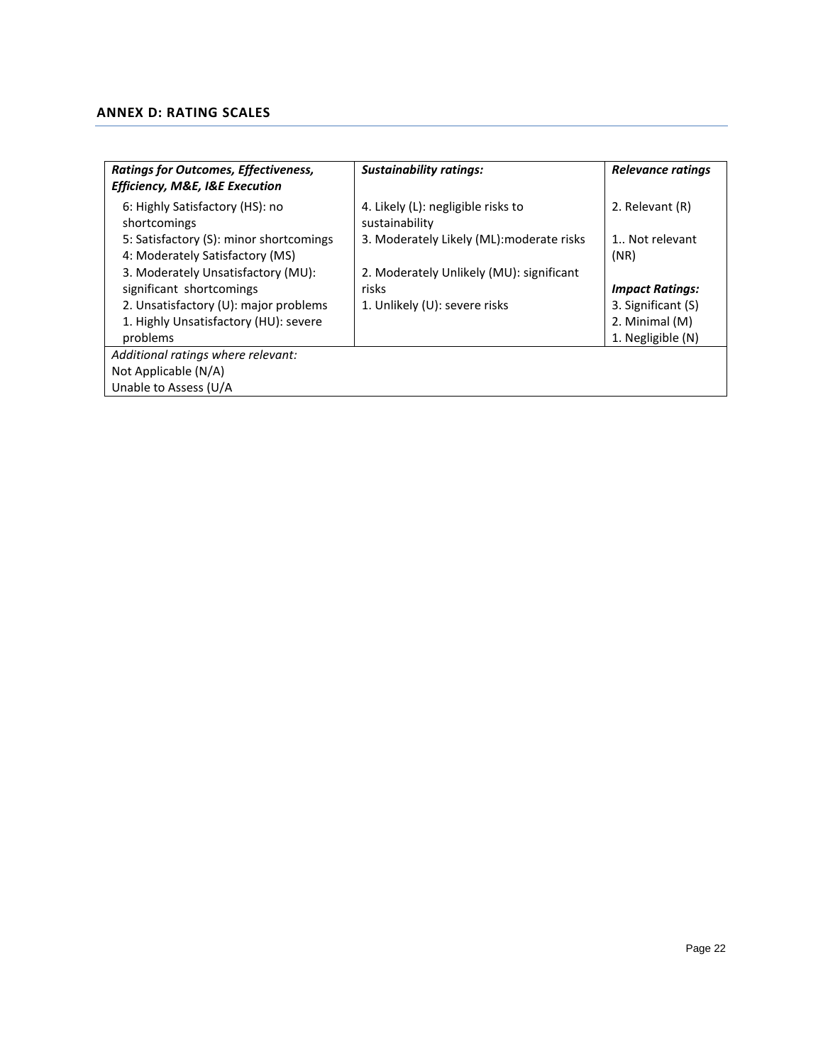## ANNEX D: RATING SCALES

| *Ratings for Outcomes, Effectiveness, Efficiency, M&E, I&E Execution* | *Sustainability ratings:* | *Relevance ratings* |
|---|---|---|
| 6: Highly Satisfactory (HS): no shortcomings<br>5: Satisfactory (S): minor shortcomings<br>4: Moderately Satisfactory (MS)<br>3. Moderately Unsatisfactory (MU): significant shortcomings<br>2. Unsatisfactory (U): major problems<br>1. Highly Unsatisfactory (HU): severe problems | 4. Likely (L): negligible risks to sustainability<br>3. Moderately Likely (ML):moderate risks<br>2. Moderately Unlikely (MU): significant risks<br>1. Unlikely (U): severe risks | 2. Relevant (R)<br>1.. Not relevant (NR)<br>***Impact Ratings:***<br>3. Significant (S)<br>2. Minimal (M)<br>1. Negligible (N) |
| *Additional ratings where relevant:*<br>Not Applicable (N/A)<br>Unable to Assess (U/A | | |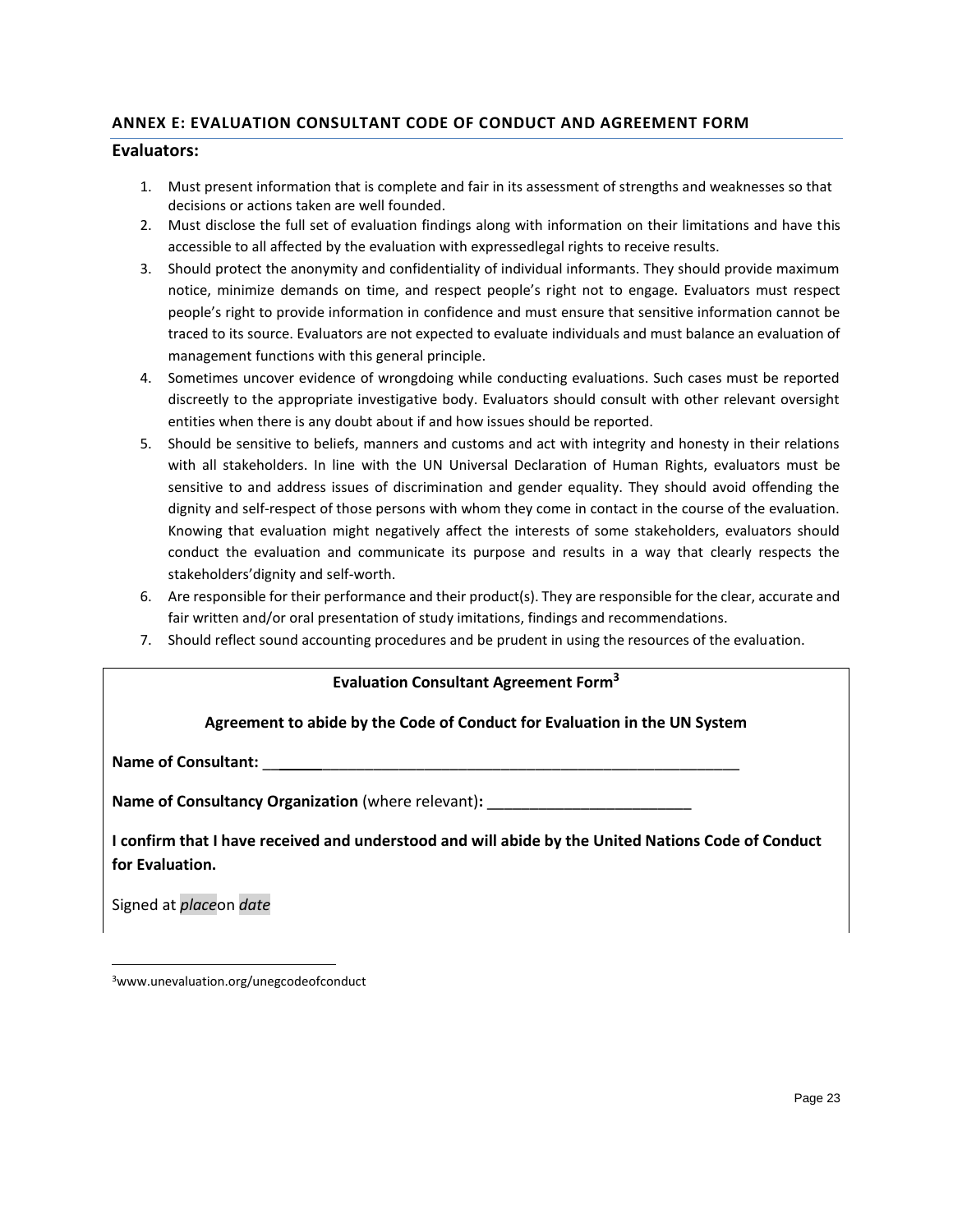## ANNEX E: EVALUATION CONSULTANT CODE OF CONDUCT AND AGREEMENT FORM

### Evaluators:

1. Must present information that is complete and fair in its assessment of strengths and weaknesses so that decisions or actions taken are well founded.
2. Must disclose the full set of evaluation findings along with information on their limitations and have this accessible to all affected by the evaluation with expressedlegal rights to receive results.
3. Should protect the anonymity and confidentiality of individual informants. They should provide maximum notice, minimize demands on time, and respect people's right not to engage. Evaluators must respect people's right to provide information in confidence and must ensure that sensitive information cannot be traced to its source. Evaluators are not expected to evaluate individuals and must balance an evaluation of management functions with this general principle.
4. Sometimes uncover evidence of wrongdoing while conducting evaluations. Such cases must be reported discreetly to the appropriate investigative body. Evaluators should consult with other relevant oversight entities when there is any doubt about if and how issues should be reported.
5. Should be sensitive to beliefs, manners and customs and act with integrity and honesty in their relations with all stakeholders. In line with the UN Universal Declaration of Human Rights, evaluators must be sensitive to and address issues of discrimination and gender equality. They should avoid offending the dignity and self-respect of those persons with whom they come in contact in the course of the evaluation. Knowing that evaluation might negatively affect the interests of some stakeholders, evaluators should conduct the evaluation and communicate its purpose and results in a way that clearly respects the stakeholders'dignity and self-worth.
6. Are responsible for their performance and their product(s). They are responsible for the clear, accurate and fair written and/or oral presentation of study imitations, findings and recommendations.
7. Should reflect sound accounting procedures and be prudent in using the resources of the evaluation.

**Evaluation Consultant Agreement Form[3]**

**Agreement to abide by the Code of Conduct for Evaluation in the UN System**

**Name of Consultant:** ____________________________________________________________

**Name of Consultancy Organization** (where relevant)**:** ________________________

**I confirm that I have received and understood and will abide by the United Nations Code of Conduct for Evaluation.**

Signed at *place*on *date*

[3]www.unevaluation.org/unegcodeofconduct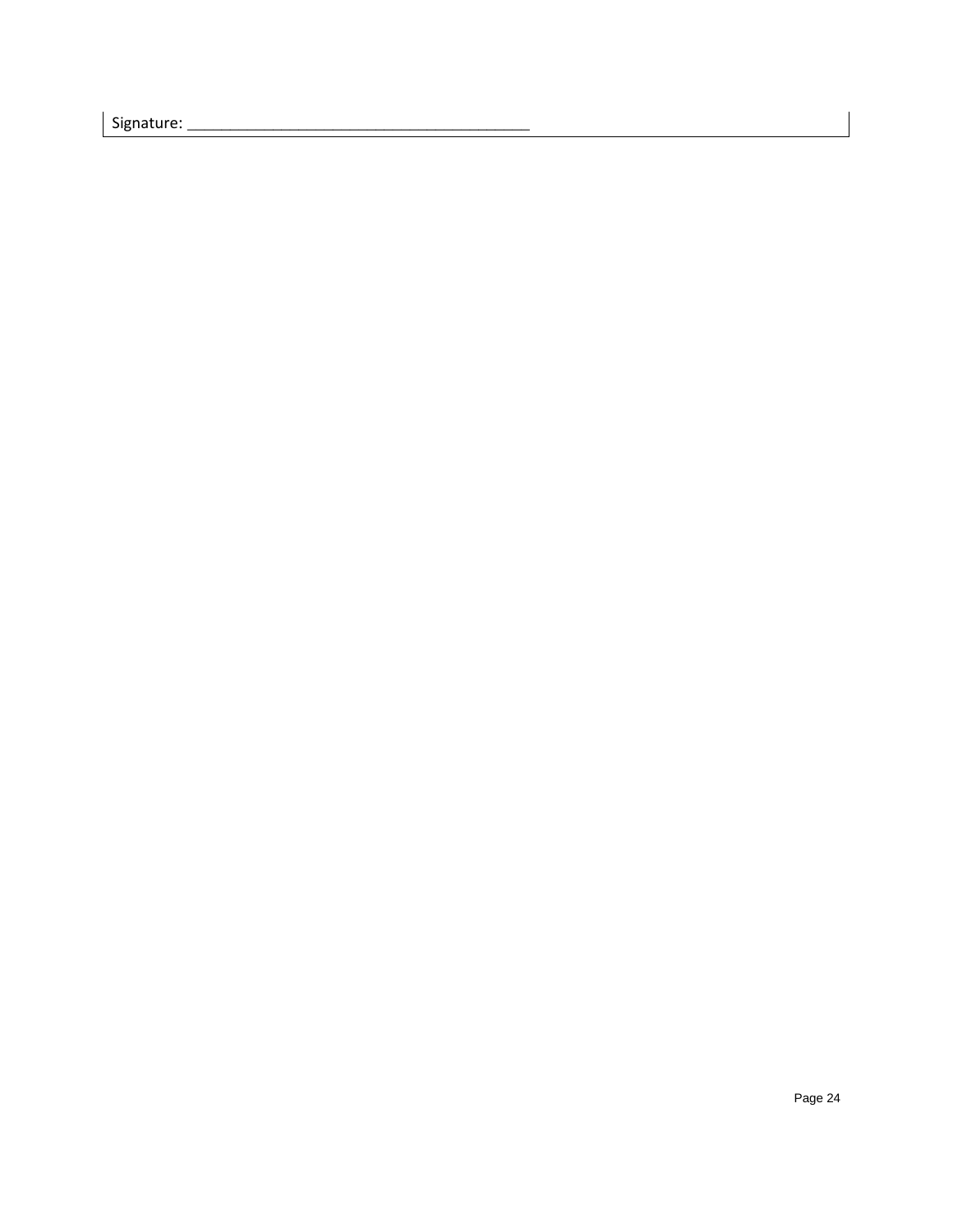Signature: ________________________________________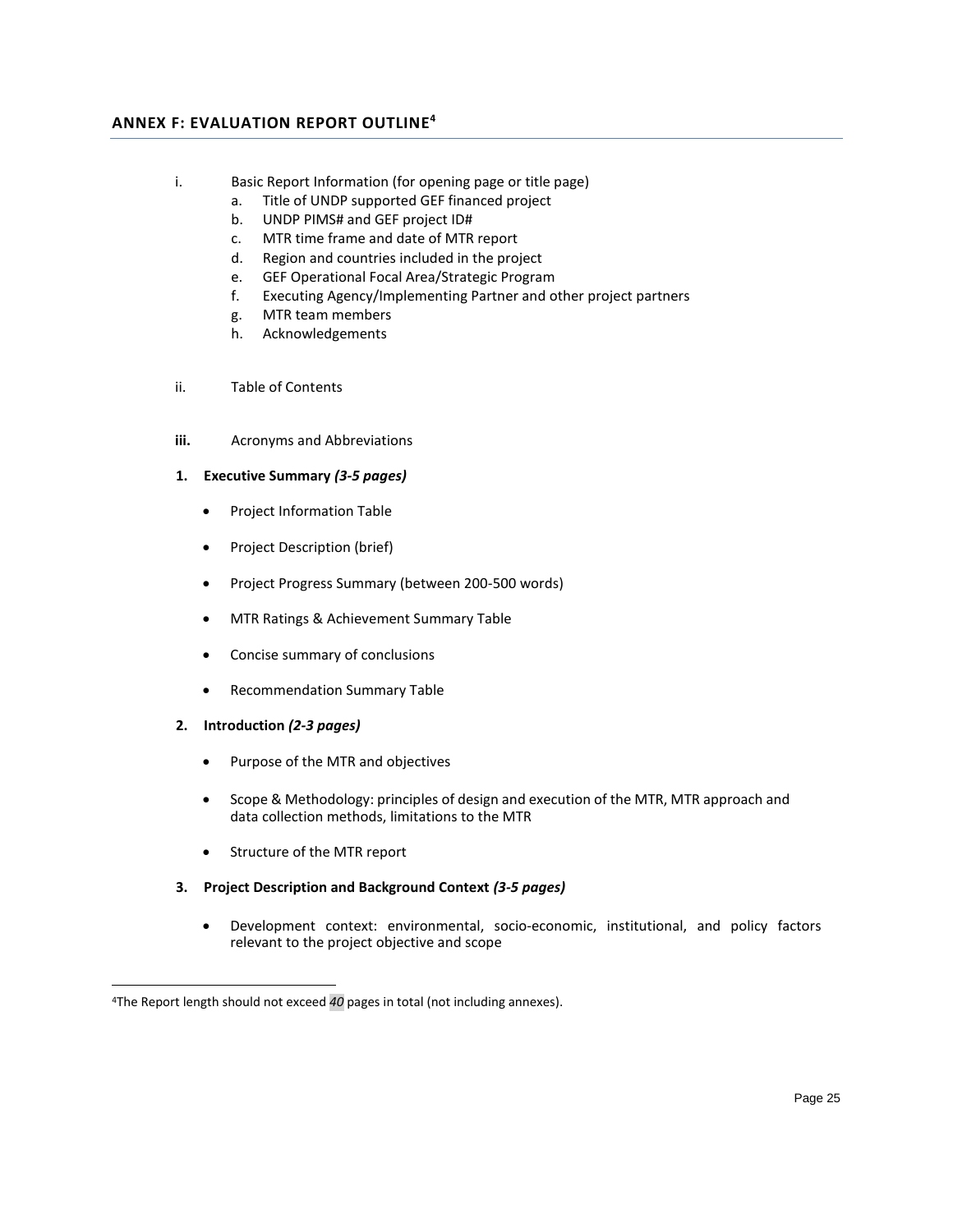## ANNEX F: EVALUATION REPORT OUTLINE[4]

i. Basic Report Information (for opening page or title page)
   a. Title of UNDP supported GEF financed project
   b. UNDP PIMS# and GEF project ID#
   c. MTR time frame and date of MTR report
   d. Region and countries included in the project
   e. GEF Operational Focal Area/Strategic Program
   f. Executing Agency/Implementing Partner and other project partners
   g. MTR team members
   h. Acknowledgements

ii. Table of Contents

**iii.** Acronyms and Abbreviations

1. **Executive Summary** ***(3-5 pages)***
   - Project Information Table
   - Project Description (brief)
   - Project Progress Summary (between 200-500 words)
   - MTR Ratings & Achievement Summary Table
   - Concise summary of conclusions
   - Recommendation Summary Table

2. **Introduction** ***(2-3 pages)***
   - Purpose of the MTR and objectives
   - Scope & Methodology: principles of design and execution of the MTR, MTR approach and data collection methods, limitations to the MTR
   - Structure of the MTR report

3. **Project Description and Background Context** ***(3-5 pages)***
   - Development context: environmental, socio-economic, institutional, and policy factors relevant to the project objective and scope

[4] The Report length should not exceed *40* pages in total (not including annexes).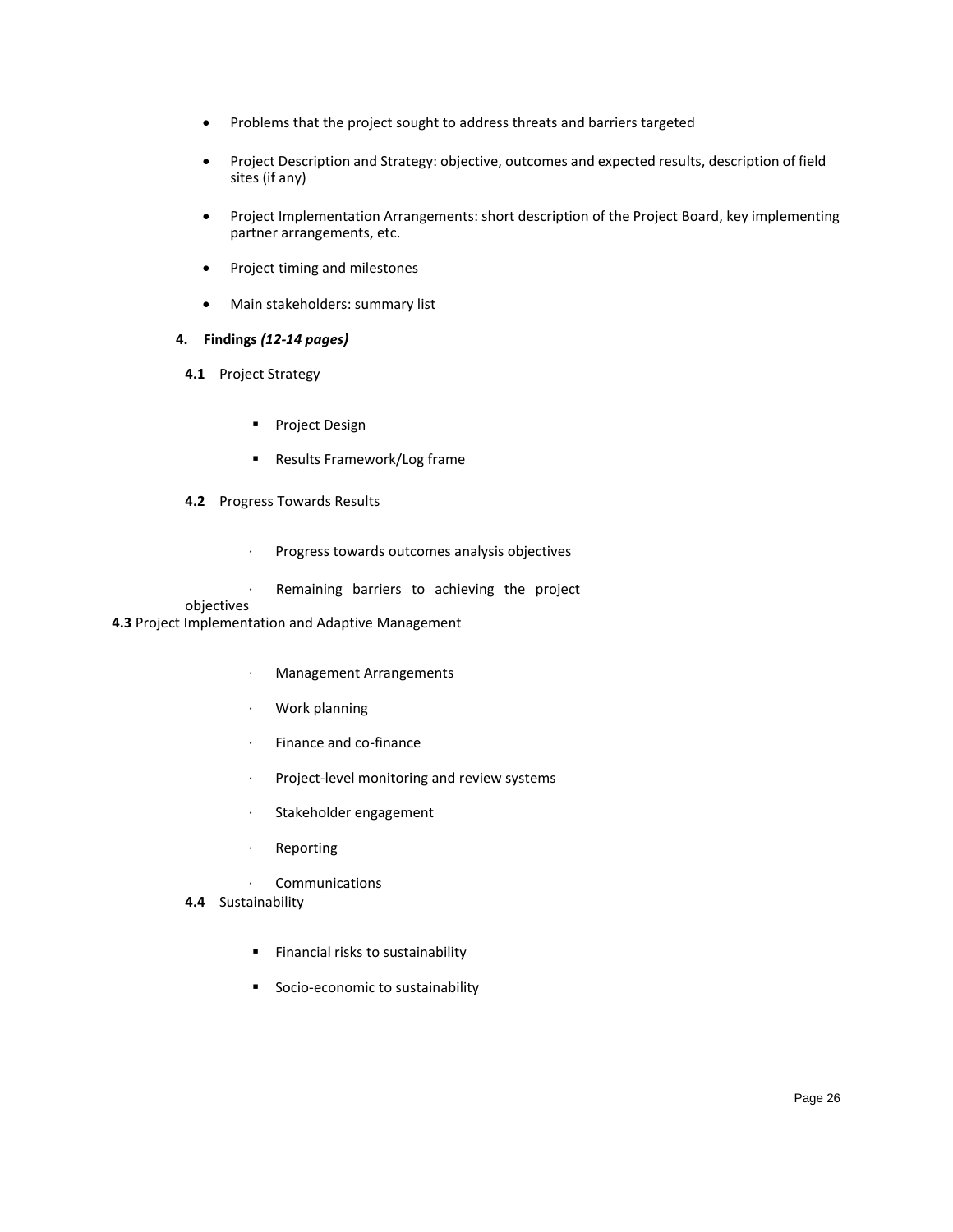- Problems that the project sought to address threats and barriers targeted
- Project Description and Strategy: objective, outcomes and expected results, description of field sites (if any)
- Project Implementation Arrangements: short description of the Project Board, key implementing partner arrangements, etc.
- Project timing and milestones
- Main stakeholders: summary list

**4. Findings** ***(12-14 pages)***

**4.1** Project Strategy

- Project Design
- Results Framework/Log frame

**4.2** Progress Towards Results

- Progress towards outcomes analysis objectives
- Remaining barriers to achieving the project objectives

**4.3** Project Implementation and Adaptive Management

- Management Arrangements
- Work planning
- Finance and co-finance
- Project-level monitoring and review systems
- Stakeholder engagement
- Reporting
- Communications

**4.4** Sustainability

- Financial risks to sustainability
- Socio-economic to sustainability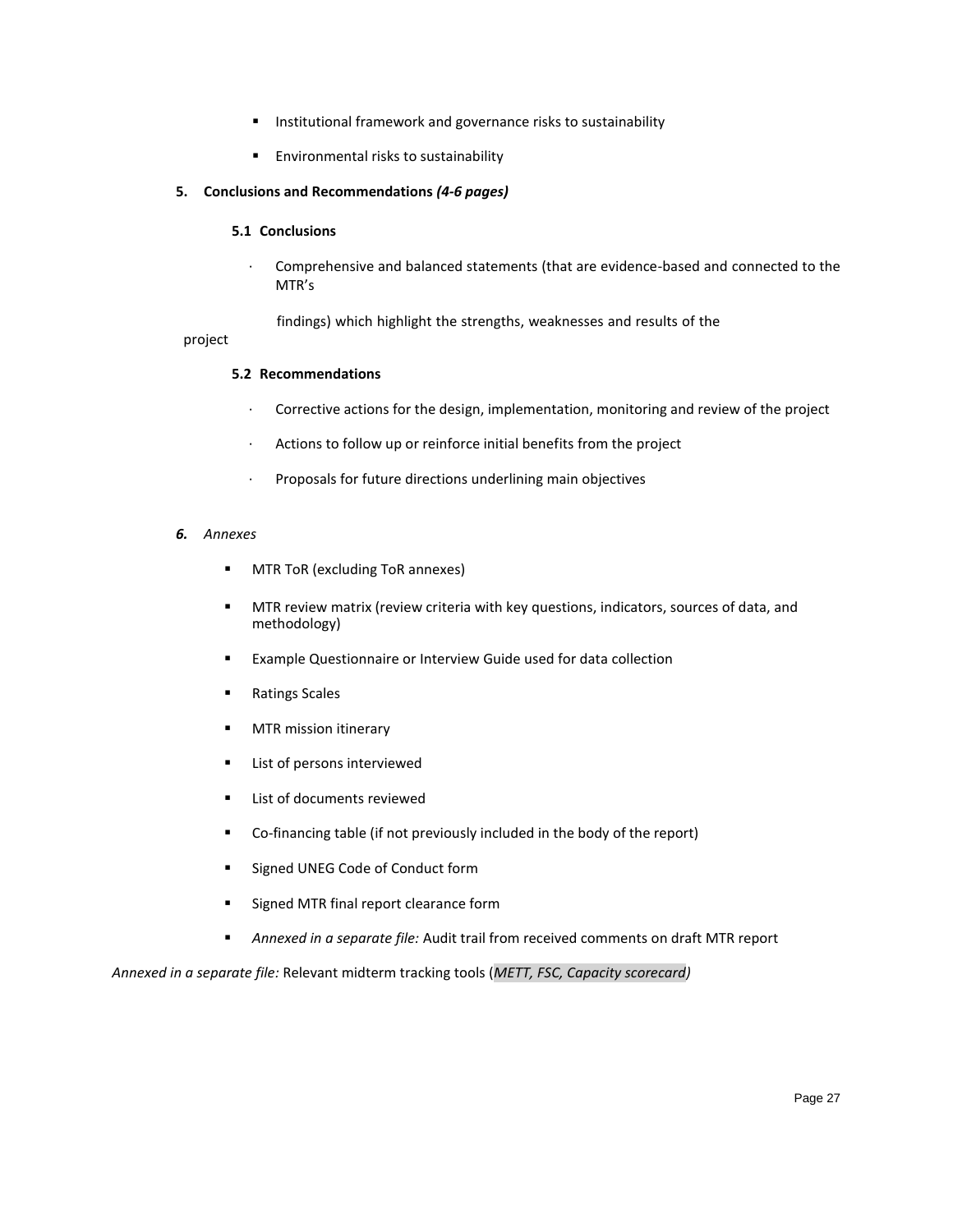- Institutional framework and governance risks to sustainability
- Environmental risks to sustainability

**5. Conclusions and Recommendations** ***(4-6 pages)***

**5.1 Conclusions**

- Comprehensive and balanced statements (that are evidence-based and connected to the MTR's findings) which highlight the strengths, weaknesses and results of the project

**5.2 Recommendations**

- Corrective actions for the design, implementation, monitoring and review of the project
- Actions to follow up or reinforce initial benefits from the project
- Proposals for future directions underlining main objectives

***6.*** *Annexes*

- MTR ToR (excluding ToR annexes)
- MTR review matrix (review criteria with key questions, indicators, sources of data, and methodology)
- Example Questionnaire or Interview Guide used for data collection
- Ratings Scales
- MTR mission itinerary
- List of persons interviewed
- List of documents reviewed
- Co-financing table (if not previously included in the body of the report)
- Signed UNEG Code of Conduct form
- Signed MTR final report clearance form
- *Annexed in a separate file:* Audit trail from received comments on draft MTR report

*Annexed in a separate file:* Relevant midterm tracking tools (*METT, FSC, Capacity scorecard)*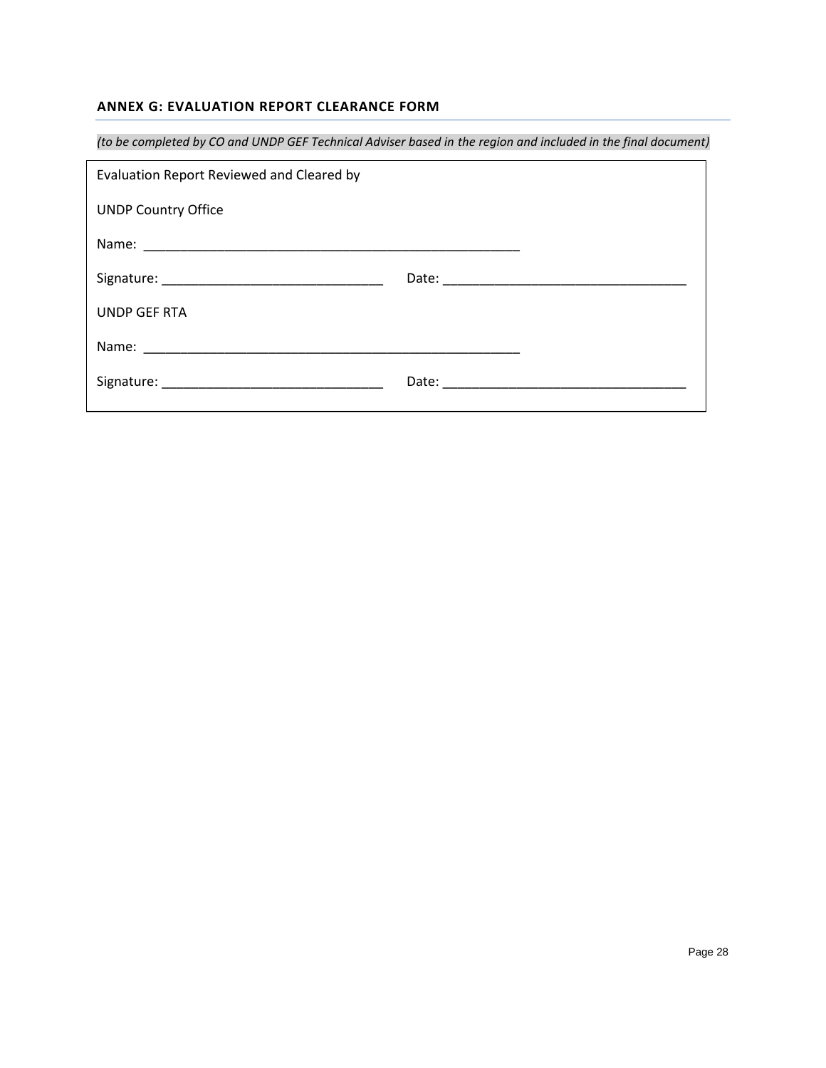### ANNEX G: EVALUATION REPORT CLEARANCE FORM

*(to be completed by CO and UNDP GEF Technical Adviser based in the region and included in the final document)*

Evaluation Report Reviewed and Cleared by

UNDP Country Office

Name: ___________________________________________________

Signature: ______________________________ Date: _________________________________

UNDP GEF RTA

Name: ___________________________________________________

Signature: ______________________________ Date: _________________________________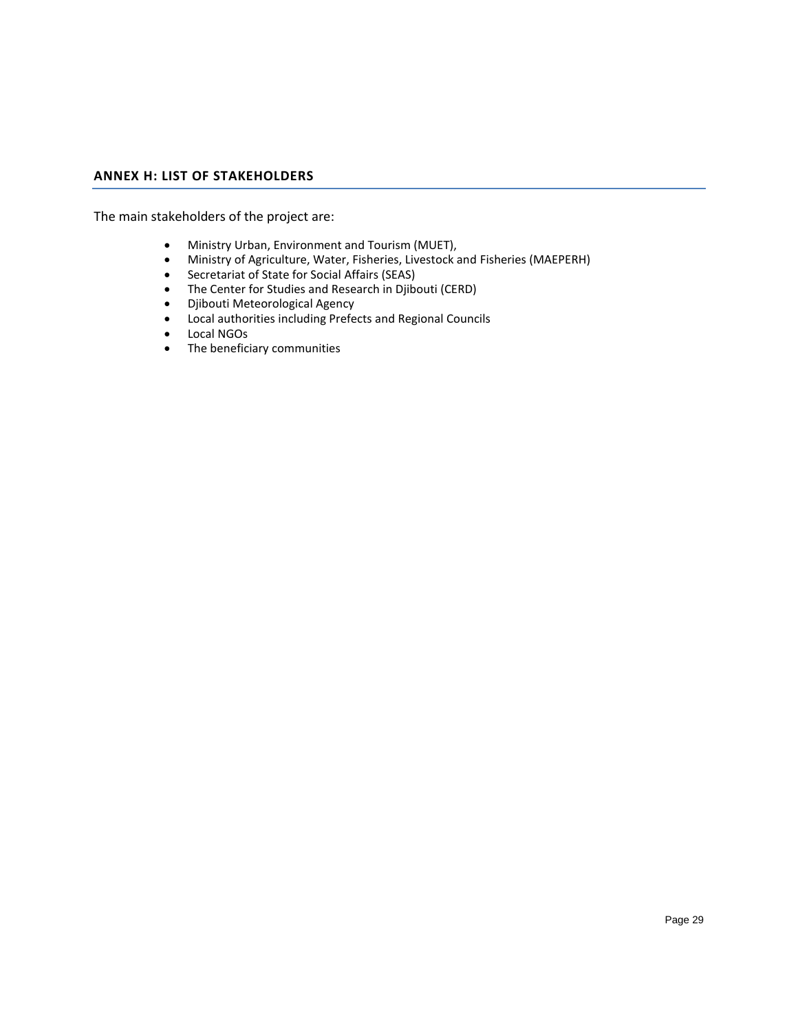## ANNEX H: LIST OF STAKEHOLDERS

The main stakeholders of the project are:

- Ministry Urban, Environment and Tourism (MUET),
- Ministry of Agriculture, Water, Fisheries, Livestock and Fisheries (MAEPERH)
- Secretariat of State for Social Affairs (SEAS)
- The Center for Studies and Research in Djibouti (CERD)
- Djibouti Meteorological Agency
- Local authorities including Prefects and Regional Councils
- Local NGOs
- The beneficiary communities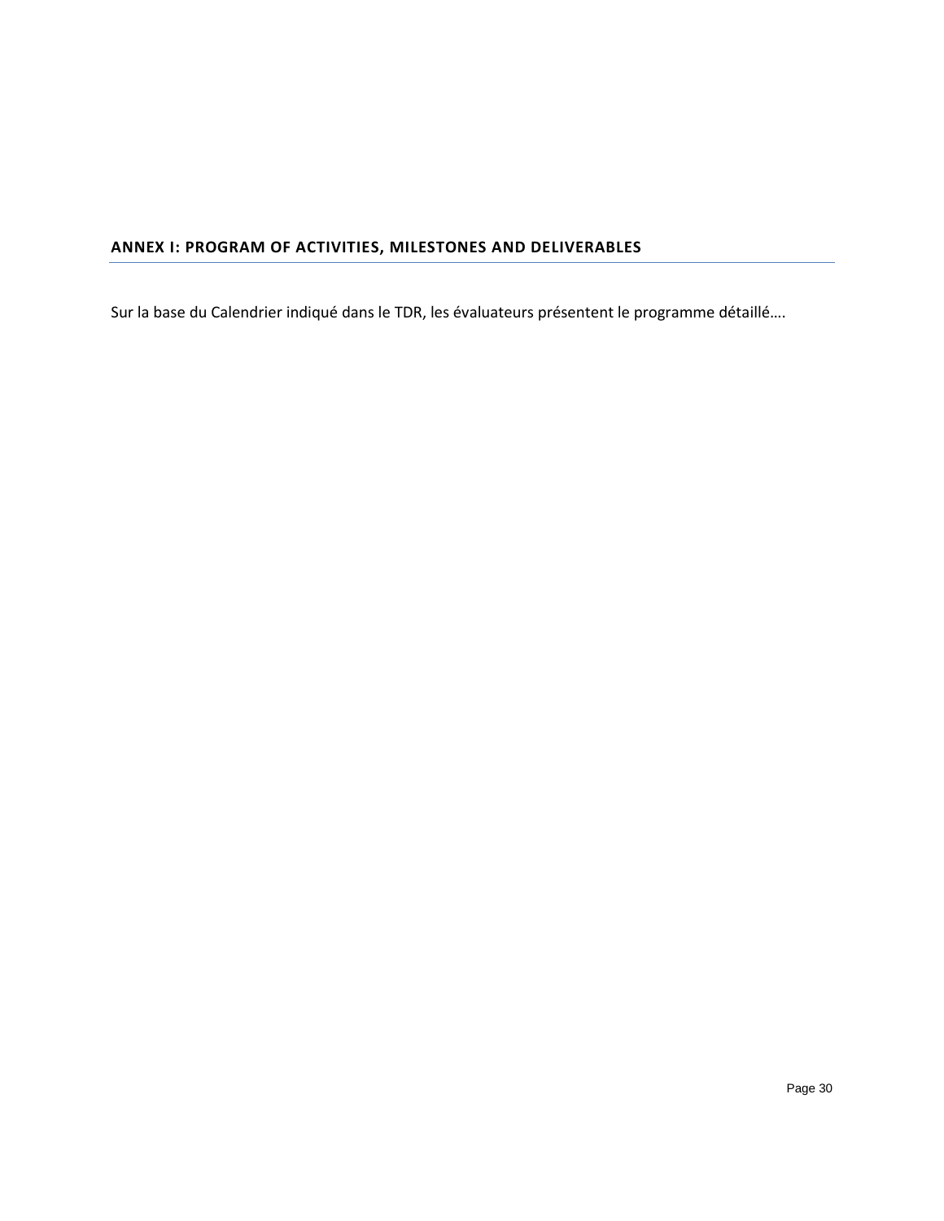## ANNEX I: PROGRAM OF ACTIVITIES, MILESTONES AND DELIVERABLES

Sur la base du Calendrier indiqué dans le TDR, les évaluateurs présentent le programme détaillé….